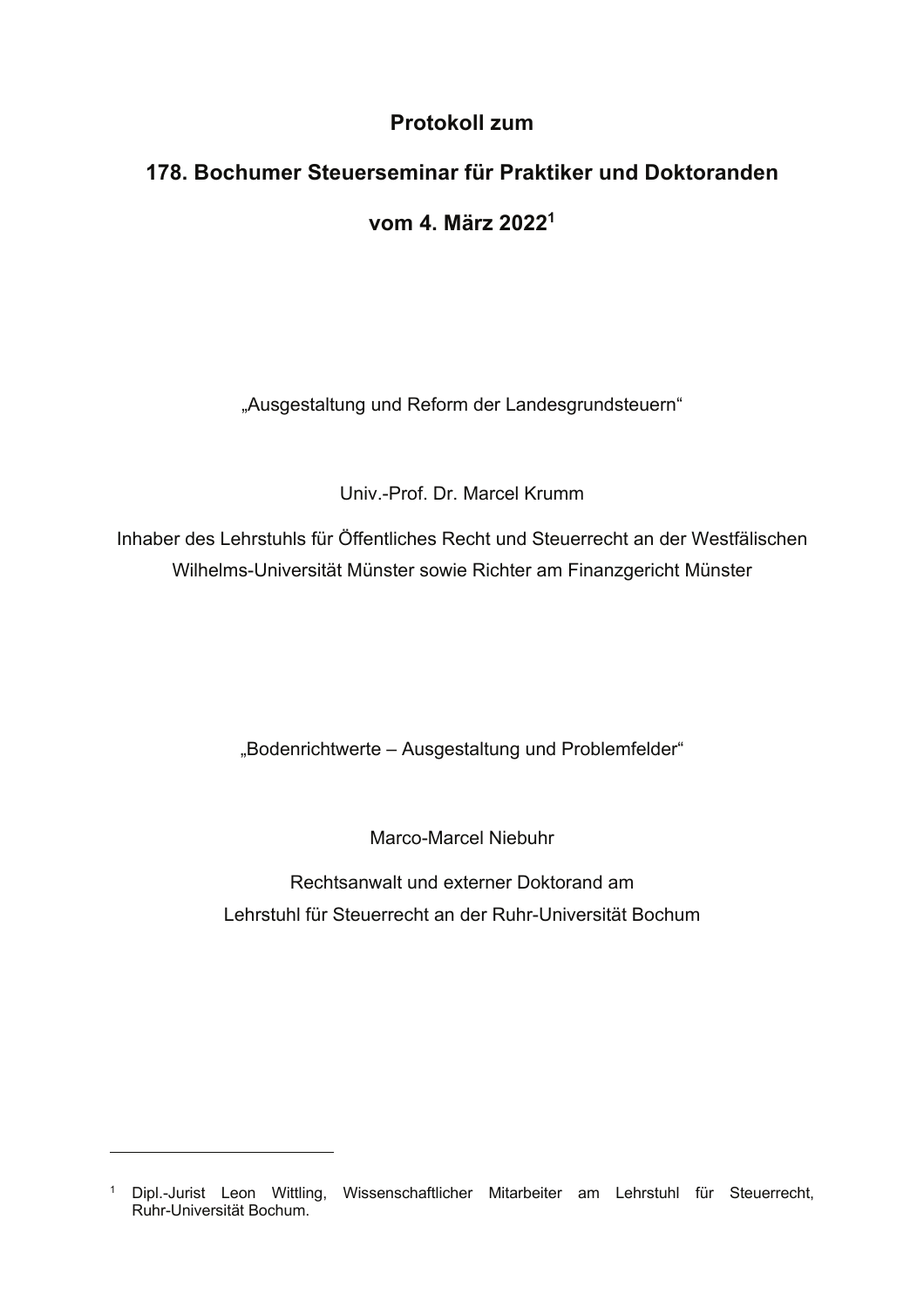# Protokoll zum

# 178. Bochumer Steuerseminar für Praktiker und Doktoranden

# vom 4. März 2022[1]

„Ausgestaltung und Reform der Landesgrundsteuern"

Univ.-Prof. Dr. Marcel Krumm

Inhaber des Lehrstuhls für Öffentliches Recht und Steuerrecht an der Westfälischen Wilhelms-Universität Münster sowie Richter am Finanzgericht Münster

„Bodenrichtwerte – Ausgestaltung und Problemfelder"

Marco-Marcel Niebuhr

Rechtsanwalt und externer Doktorand am Lehrstuhl für Steuerrecht an der Ruhr-Universität Bochum

---

[1] Dipl.-Jurist Leon Wittling, Wissenschaftlicher Mitarbeiter am Lehrstuhl für Steuerrecht, Ruhr-Universität Bochum.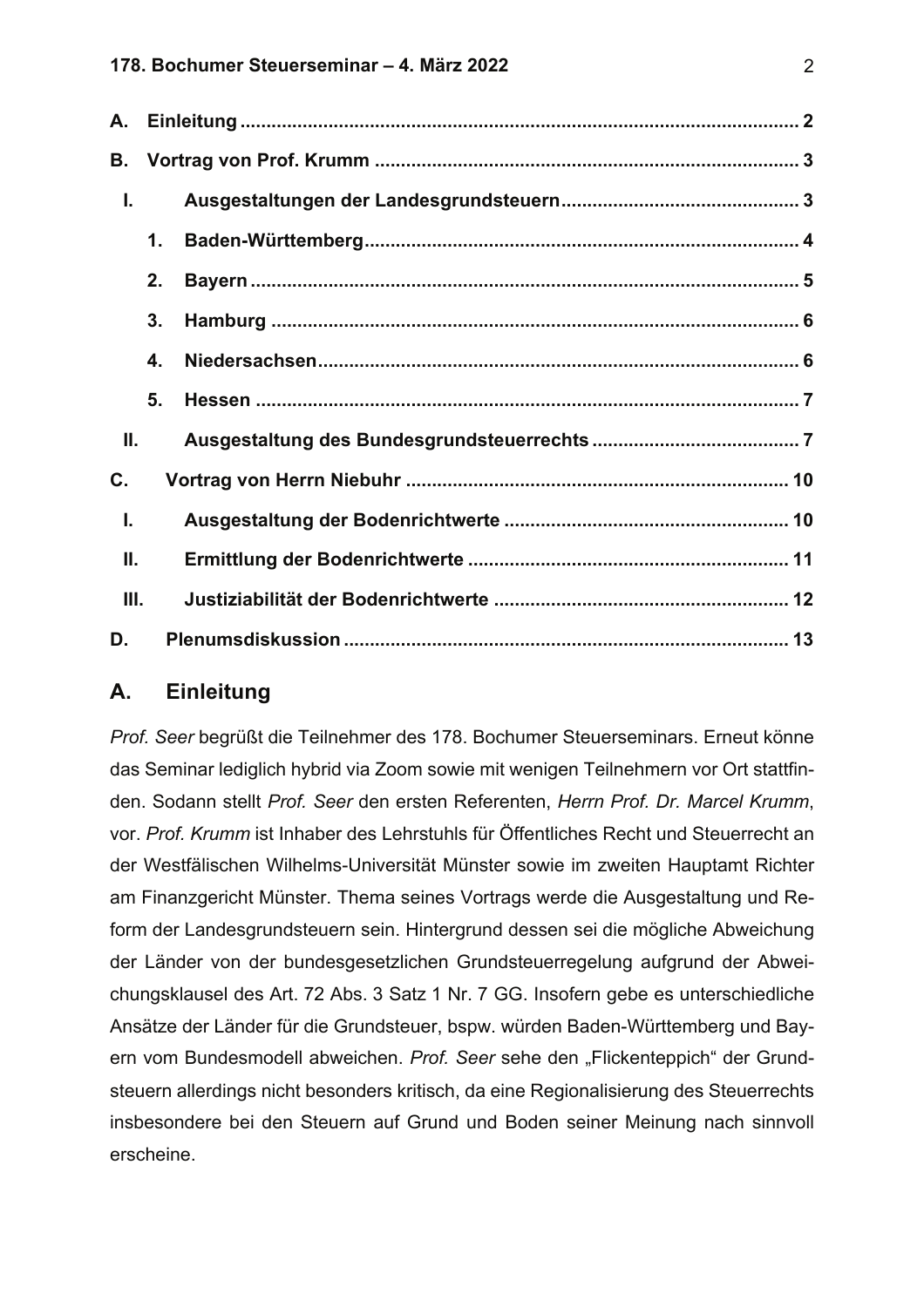A. Einleitung ........................................................................................................ 2

B. Vortrag von Prof. Krumm ............................................................................... 3

I. Ausgestaltungen der Landesgrundsteuern ............................................. 3

1. Baden-Württemberg ................................................................................ 4

2. Bayern ...................................................................................................... 5

3. Hamburg .................................................................................................. 6

4. Niedersachsen .......................................................................................... 6

5. Hessen ..................................................................................................... 7

II. Ausgestaltung des Bundesgrundsteuerrechts ....................................... 7

C. Vortrag von Herrn Niebuhr ........................................................................ 10

I. Ausgestaltung der Bodenrichtwerte ..................................................... 10

II. Ermittlung der Bodenrichtwerte ........................................................... 11

III. Justiziabilität der Bodenrichtwerte ....................................................... 12

D. Plenumsdiskussion ..................................................................................... 13

## A. Einleitung

*Prof. Seer* begrüßt die Teilnehmer des 178. Bochumer Steuerseminars. Erneut könne das Seminar lediglich hybrid via Zoom sowie mit wenigen Teilnehmern vor Ort stattfinden. Sodann stellt *Prof. Seer* den ersten Referenten, *Herrn Prof. Dr. Marcel Krumm*, vor. *Prof. Krumm* ist Inhaber des Lehrstuhls für Öffentliches Recht und Steuerrecht an der Westfälischen Wilhelms-Universität Münster sowie im zweiten Hauptamt Richter am Finanzgericht Münster. Thema seines Vortrags werde die Ausgestaltung und Reform der Landesgrundsteuern sein. Hintergrund dessen sei die mögliche Abweichung der Länder von der bundesgesetzlichen Grundsteuerregelung aufgrund der Abweichungsklausel des Art. 72 Abs. 3 Satz 1 Nr. 7 GG. Insofern gebe es unterschiedliche Ansätze der Länder für die Grundsteuer, bspw. würden Baden-Württemberg und Bayern vom Bundesmodell abweichen. *Prof. Seer* sehe den „Flickenteppich" der Grundsteuern allerdings nicht besonders kritisch, da eine Regionalisierung des Steuerrechts insbesondere bei den Steuern auf Grund und Boden seiner Meinung nach sinnvoll erscheine.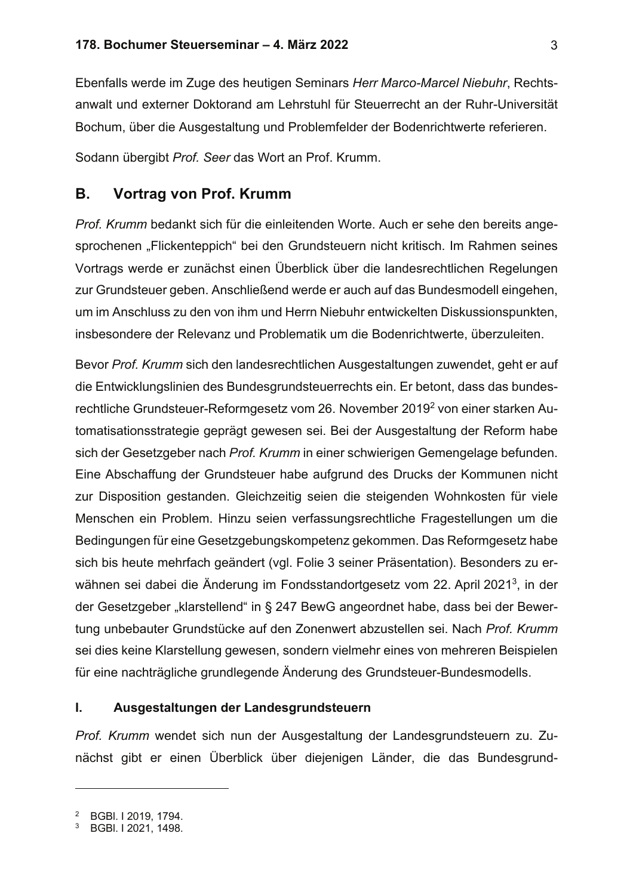Ebenfalls werde im Zuge des heutigen Seminars *Herr Marco-Marcel Niebuhr*, Rechtsanwalt und externer Doktorand am Lehrstuhl für Steuerrecht an der Ruhr-Universität Bochum, über die Ausgestaltung und Problemfelder der Bodenrichtwerte referieren.

Sodann übergibt *Prof. Seer* das Wort an Prof. Krumm.

## B. Vortrag von Prof. Krumm

*Prof. Krumm* bedankt sich für die einleitenden Worte. Auch er sehe den bereits angesprochenen „Flickenteppich" bei den Grundsteuern nicht kritisch. Im Rahmen seines Vortrags werde er zunächst einen Überblick über die landesrechtlichen Regelungen zur Grundsteuer geben. Anschließend werde er auch auf das Bundesmodell eingehen, um im Anschluss zu den von ihm und Herrn Niebuhr entwickelten Diskussionspunkten, insbesondere der Relevanz und Problematik um die Bodenrichtwerte, überzuleiten.

Bevor *Prof. Krumm* sich den landesrechtlichen Ausgestaltungen zuwendet, geht er auf die Entwicklungslinien des Bundesgrundsteuerrechts ein. Er betont, dass das bundesrechtliche Grundsteuer-Reformgesetz vom 26. November 2019[2] von einer starken Automatisationsstrategie geprägt gewesen sei. Bei der Ausgestaltung der Reform habe sich der Gesetzgeber nach *Prof. Krumm* in einer schwierigen Gemengelage befunden. Eine Abschaffung der Grundsteuer habe aufgrund des Drucks der Kommunen nicht zur Disposition gestanden. Gleichzeitig seien die steigenden Wohnkosten für viele Menschen ein Problem. Hinzu seien verfassungsrechtliche Fragestellungen um die Bedingungen für eine Gesetzgebungskompetenz gekommen. Das Reformgesetz habe sich bis heute mehrfach geändert (vgl. Folie 3 seiner Präsentation). Besonders zu erwähnen sei dabei die Änderung im Fondsstandortgesetz vom 22. April 2021[3], in der der Gesetzgeber „klarstellend" in § 247 BewG angeordnet habe, dass bei der Bewertung unbebauter Grundstücke auf den Zonenwert abzustellen sei. Nach *Prof. Krumm* sei dies keine Klarstellung gewesen, sondern vielmehr eines von mehreren Beispielen für eine nachträgliche grundlegende Änderung des Grundsteuer-Bundesmodells.

### I. Ausgestaltungen der Landesgrundsteuern

*Prof. Krumm* wendet sich nun der Ausgestaltung der Landesgrundsteuern zu. Zunächst gibt er einen Überblick über diejenigen Länder, die das Bundesgrund-

---

[2] BGBl. I 2019, 1794.
[3] BGBl. I 2021, 1498.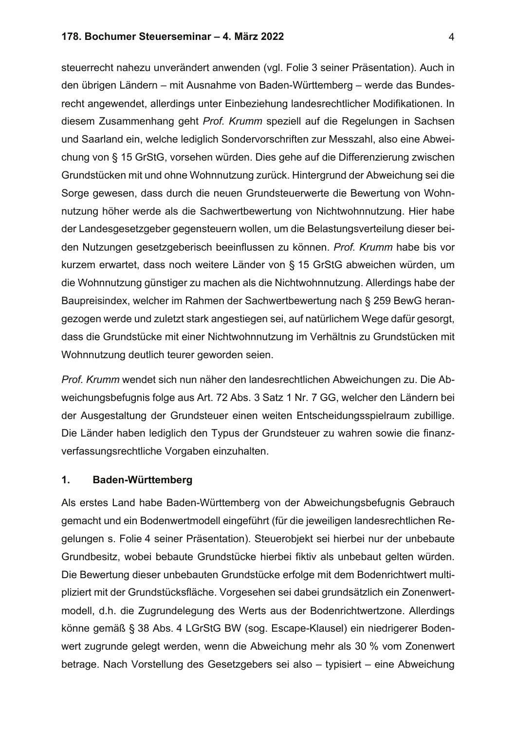steuerrecht nahezu unverändert anwenden (vgl. Folie 3 seiner Präsentation). Auch in den übrigen Ländern – mit Ausnahme von Baden-Württemberg – werde das Bundesrecht angewendet, allerdings unter Einbeziehung landesrechtlicher Modifikationen. In diesem Zusammenhang geht *Prof. Krumm* speziell auf die Regelungen in Sachsen und Saarland ein, welche lediglich Sondervorschriften zur Messzahl, also eine Abweichung von § 15 GrStG, vorsehen würden. Dies gehe auf die Differenzierung zwischen Grundstücken mit und ohne Wohnnutzung zurück. Hintergrund der Abweichung sei die Sorge gewesen, dass durch die neuen Grundsteuerwerte die Bewertung von Wohnnutzung höher werde als die Sachwertbewertung von Nichtwohnnutzung. Hier habe der Landesgesetzgeber gegensteuern wollen, um die Belastungsverteilung dieser beiden Nutzungen gesetzgeberisch beeinflussen zu können. *Prof. Krumm* habe bis vor kurzem erwartet, dass noch weitere Länder von § 15 GrStG abweichen würden, um die Wohnnutzung günstiger zu machen als die Nichtwohnnutzung. Allerdings habe der Baupreisindex, welcher im Rahmen der Sachwertbewertung nach § 259 BewG herangezogen werde und zuletzt stark angestiegen sei, auf natürlichem Wege dafür gesorgt, dass die Grundstücke mit einer Nichtwohnnutzung im Verhältnis zu Grundstücken mit Wohnnutzung deutlich teurer geworden seien.

*Prof. Krumm* wendet sich nun näher den landesrechtlichen Abweichungen zu. Die Abweichungsbefugnis folge aus Art. 72 Abs. 3 Satz 1 Nr. 7 GG, welcher den Ländern bei der Ausgestaltung der Grundsteuer einen weiten Entscheidungsspielraum zubillige. Die Länder haben lediglich den Typus der Grundsteuer zu wahren sowie die finanzverfassungsrechtliche Vorgaben einzuhalten.

### 1. Baden-Württemberg

Als erstes Land habe Baden-Württemberg von der Abweichungsbefugnis Gebrauch gemacht und ein Bodenwertmodell eingeführt (für die jeweiligen landesrechtlichen Regelungen s. Folie 4 seiner Präsentation). Steuerobjekt sei hierbei nur der unbebaute Grundbesitz, wobei bebaute Grundstücke hierbei fiktiv als unbebaut gelten würden. Die Bewertung dieser unbebauten Grundstücke erfolge mit dem Bodenrichtwert multipliziert mit der Grundstücksfläche. Vorgesehen sei dabei grundsätzlich ein Zonenwertmodell, d.h. die Zugrundelegung des Werts aus der Bodenrichtwertzone. Allerdings könne gemäß § 38 Abs. 4 LGrStG BW (sog. Escape-Klausel) ein niedrigerer Bodenwert zugrunde gelegt werden, wenn die Abweichung mehr als 30 % vom Zonenwert betrage. Nach Vorstellung des Gesetzgebers sei also – typisiert – eine Abweichung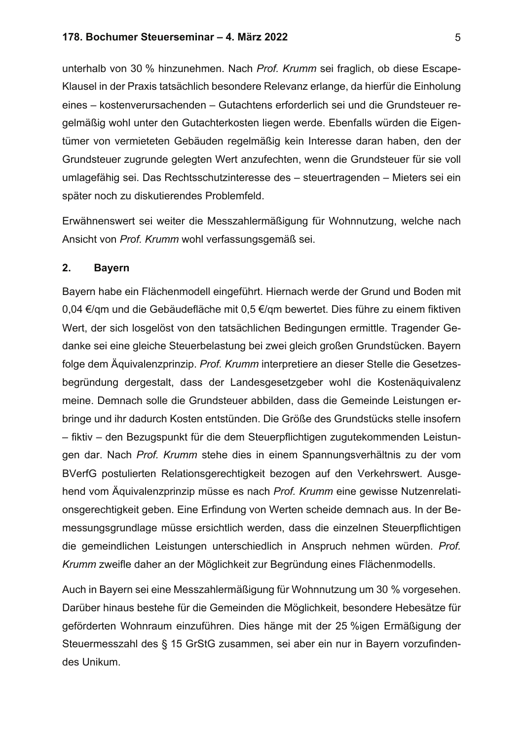unterhalb von 30 % hinzunehmen. Nach *Prof. Krumm* sei fraglich, ob diese Escape-Klausel in der Praxis tatsächlich besondere Relevanz erlange, da hierfür die Einholung eines – kostenverursachenden – Gutachtens erforderlich sei und die Grundsteuer regelmäßig wohl unter den Gutachterkosten liegen werde. Ebenfalls würden die Eigentümer von vermieteten Gebäuden regelmäßig kein Interesse daran haben, den der Grundsteuer zugrunde gelegten Wert anzufechten, wenn die Grundsteuer für sie voll umlagefähig sei. Das Rechtsschutzinteresse des – steuertragenden – Mieters sei ein später noch zu diskutierendes Problemfeld.

Erwähnenswert sei weiter die Messzahlermäßigung für Wohnnutzung, welche nach Ansicht von *Prof. Krumm* wohl verfassungsgemäß sei.

## 2. Bayern

Bayern habe ein Flächenmodell eingeführt. Hiernach werde der Grund und Boden mit 0,04 €/qm und die Gebäudefläche mit 0,5 €/qm bewertet. Dies führe zu einem fiktiven Wert, der sich losgelöst von den tatsächlichen Bedingungen ermittle. Tragender Gedanke sei eine gleiche Steuerbelastung bei zwei gleich großen Grundstücken. Bayern folge dem Äquivalenzprinzip. *Prof. Krumm* interpretiere an dieser Stelle die Gesetzesbegründung dergestalt, dass der Landesgesetzgeber wohl die Kostenäquivalenz meine. Demnach solle die Grundsteuer abbilden, dass die Gemeinde Leistungen erbringe und ihr dadurch Kosten entstünden. Die Größe des Grundstücks stelle insofern – fiktiv – den Bezugspunkt für die dem Steuerpflichtigen zugutekommenden Leistungen dar. Nach *Prof. Krumm* stehe dies in einem Spannungsverhältnis zu der vom BVerfG postulierten Relationsgerechtigkeit bezogen auf den Verkehrswert. Ausgehend vom Äquivalenzprinzip müsse es nach *Prof. Krumm* eine gewisse Nutzenrelationsgerechtigkeit geben. Eine Erfindung von Werten scheide demnach aus. In der Bemessungsgrundlage müsse ersichtlich werden, dass die einzelnen Steuerpflichtigen die gemeindlichen Leistungen unterschiedlich in Anspruch nehmen würden. *Prof. Krumm* zweifle daher an der Möglichkeit zur Begründung eines Flächenmodells.

Auch in Bayern sei eine Messzahlermäßigung für Wohnnutzung um 30 % vorgesehen. Darüber hinaus bestehe für die Gemeinden die Möglichkeit, besondere Hebesätze für geförderten Wohnraum einzuführen. Dies hänge mit der 25 %igen Ermäßigung der Steuermesszahl des § 15 GrStG zusammen, sei aber ein nur in Bayern vorzufindendes Unikum.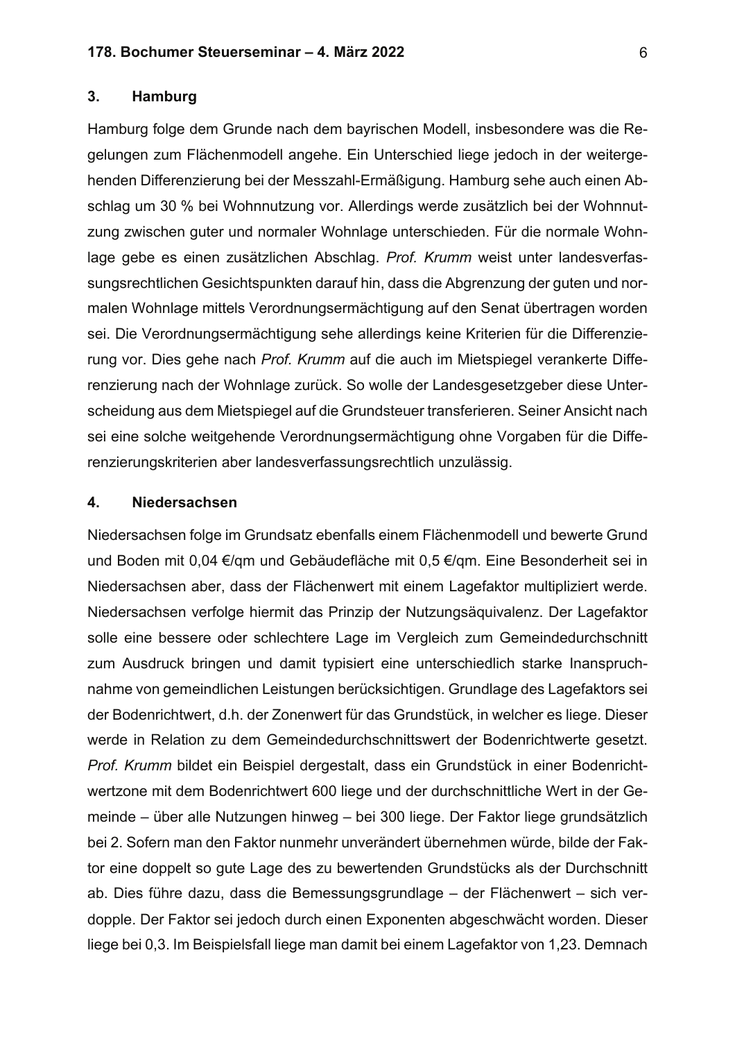### 3. Hamburg

Hamburg folge dem Grunde nach dem bayrischen Modell, insbesondere was die Regelungen zum Flächenmodell angehe. Ein Unterschied liege jedoch in der weitergehenden Differenzierung bei der Messzahl-Ermäßigung. Hamburg sehe auch einen Abschlag um 30 % bei Wohnnutzung vor. Allerdings werde zusätzlich bei der Wohnnutzung zwischen guter und normaler Wohnlage unterschieden. Für die normale Wohnlage gebe es einen zusätzlichen Abschlag. *Prof. Krumm* weist unter landesverfassungsrechtlichen Gesichtspunkten darauf hin, dass die Abgrenzung der guten und normalen Wohnlage mittels Verordnungsermächtigung auf den Senat übertragen worden sei. Die Verordnungsermächtigung sehe allerdings keine Kriterien für die Differenzierung vor. Dies gehe nach *Prof. Krumm* auf die auch im Mietspiegel verankerte Differenzierung nach der Wohnlage zurück. So wolle der Landesgesetzgeber diese Unterscheidung aus dem Mietspiegel auf die Grundsteuer transferieren. Seiner Ansicht nach sei eine solche weitgehende Verordnungsermächtigung ohne Vorgaben für die Differenzierungskriterien aber landesverfassungsrechtlich unzulässig.

### 4. Niedersachsen

Niedersachsen folge im Grundsatz ebenfalls einem Flächenmodell und bewerte Grund und Boden mit 0,04 €/qm und Gebäudefläche mit 0,5 €/qm. Eine Besonderheit sei in Niedersachsen aber, dass der Flächenwert mit einem Lagefaktor multipliziert werde. Niedersachsen verfolge hiermit das Prinzip der Nutzungsäquivalenz. Der Lagefaktor solle eine bessere oder schlechtere Lage im Vergleich zum Gemeindedurchschnitt zum Ausdruck bringen und damit typisiert eine unterschiedlich starke Inanspruchnahme von gemeindlichen Leistungen berücksichtigen. Grundlage des Lagefaktors sei der Bodenrichtwert, d.h. der Zonenwert für das Grundstück, in welcher es liege. Dieser werde in Relation zu dem Gemeindedurchschnittswert der Bodenrichtwerte gesetzt. *Prof. Krumm* bildet ein Beispiel dergestalt, dass ein Grundstück in einer Bodenrichtwertzone mit dem Bodenrichtwert 600 liege und der durchschnittliche Wert in der Gemeinde – über alle Nutzungen hinweg – bei 300 liege. Der Faktor liege grundsätzlich bei 2. Sofern man den Faktor nunmehr unverändert übernehmen würde, bilde der Faktor eine doppelt so gute Lage des zu bewertenden Grundstücks als der Durchschnitt ab. Dies führe dazu, dass die Bemessungsgrundlage – der Flächenwert – sich verdopple. Der Faktor sei jedoch durch einen Exponenten abgeschwächt worden. Dieser liege bei 0,3. Im Beispielsfall liege man damit bei einem Lagefaktor von 1,23. Demnach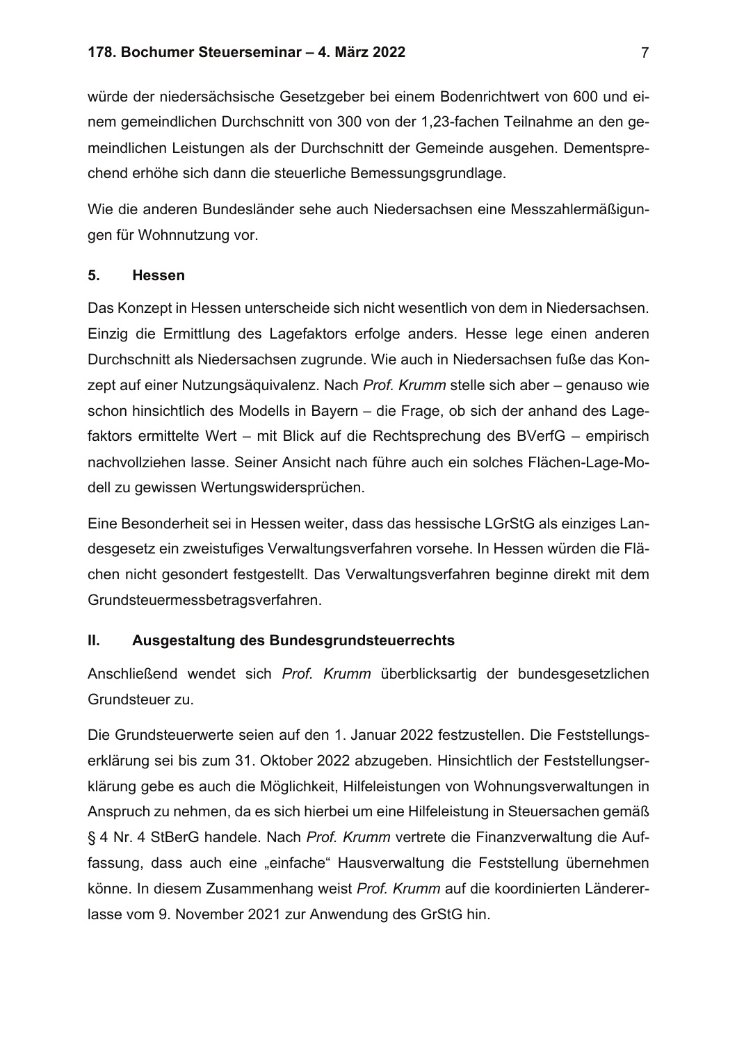würde der niedersächsische Gesetzgeber bei einem Bodenrichtwert von 600 und einem gemeindlichen Durchschnitt von 300 von der 1,23-fachen Teilnahme an den gemeindlichen Leistungen als der Durchschnitt der Gemeinde ausgehen. Dementsprechend erhöhe sich dann die steuerliche Bemessungsgrundlage.

Wie die anderen Bundesländer sehe auch Niedersachsen eine Messzahlermäßigungen für Wohnnutzung vor.

### 5. Hessen

Das Konzept in Hessen unterscheide sich nicht wesentlich von dem in Niedersachsen. Einzig die Ermittlung des Lagefaktors erfolge anders. Hesse lege einen anderen Durchschnitt als Niedersachsen zugrunde. Wie auch in Niedersachsen fuße das Konzept auf einer Nutzungsäquivalenz. Nach *Prof. Krumm* stelle sich aber – genauso wie schon hinsichtlich des Modells in Bayern – die Frage, ob sich der anhand des Lagefaktors ermittelte Wert – mit Blick auf die Rechtsprechung des BVerfG – empirisch nachvollziehen lasse. Seiner Ansicht nach führe auch ein solches Flächen-Lage-Modell zu gewissen Wertungswidersprüchen.

Eine Besonderheit sei in Hessen weiter, dass das hessische LGrStG als einziges Landesgesetz ein zweistufiges Verwaltungsverfahren vorsehe. In Hessen würden die Flächen nicht gesondert festgestellt. Das Verwaltungsverfahren beginne direkt mit dem Grundsteuermessbetragsverfahren.

## II. Ausgestaltung des Bundesgrundsteuerrechts

Anschließend wendet sich *Prof. Krumm* überblicksartig der bundesgesetzlichen Grundsteuer zu.

Die Grundsteuerwerte seien auf den 1. Januar 2022 festzustellen. Die Feststellungserklärung sei bis zum 31. Oktober 2022 abzugeben. Hinsichtlich der Feststellungserklärung gebe es auch die Möglichkeit, Hilfeleistungen von Wohnungsverwaltungen in Anspruch zu nehmen, da es sich hierbei um eine Hilfeleistung in Steuersachen gemäß § 4 Nr. 4 StBerG handele. Nach *Prof. Krumm* vertrete die Finanzverwaltung die Auffassung, dass auch eine „einfache" Hausverwaltung die Feststellung übernehmen könne. In diesem Zusammenhang weist *Prof. Krumm* auf die koordinierten Ländererlasse vom 9. November 2021 zur Anwendung des GrStG hin.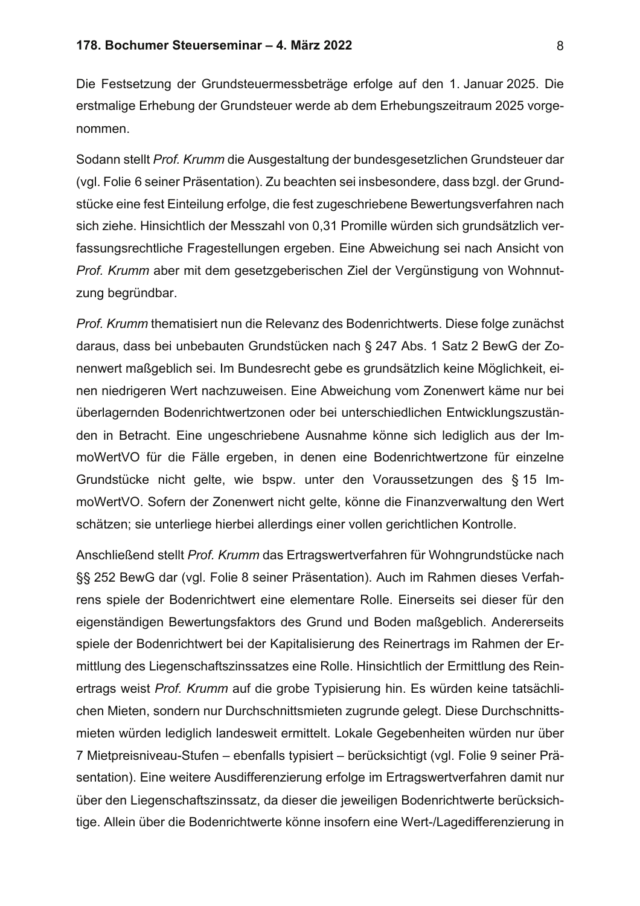Die Festsetzung der Grundsteuermessbeträge erfolge auf den 1. Januar 2025. Die erstmalige Erhebung der Grundsteuer werde ab dem Erhebungszeitraum 2025 vorgenommen.

Sodann stellt *Prof. Krumm* die Ausgestaltung der bundesgesetzlichen Grundsteuer dar (vgl. Folie 6 seiner Präsentation). Zu beachten sei insbesondere, dass bzgl. der Grundstücke eine fest Einteilung erfolge, die fest zugeschriebene Bewertungsverfahren nach sich ziehe. Hinsichtlich der Messzahl von 0,31 Promille würden sich grundsätzlich verfassungsrechtliche Fragestellungen ergeben. Eine Abweichung sei nach Ansicht von *Prof. Krumm* aber mit dem gesetzgeberischen Ziel der Vergünstigung von Wohnnutzung begründbar.

*Prof. Krumm* thematisiert nun die Relevanz des Bodenrichtwerts. Diese folge zunächst daraus, dass bei unbebauten Grundstücken nach § 247 Abs. 1 Satz 2 BewG der Zonenwert maßgeblich sei. Im Bundesrecht gebe es grundsätzlich keine Möglichkeit, einen niedrigeren Wert nachzuweisen. Eine Abweichung vom Zonenwert käme nur bei überlagernden Bodenrichtwertzonen oder bei unterschiedlichen Entwicklungszuständen in Betracht. Eine ungeschriebene Ausnahme könne sich lediglich aus der ImmoWertVO für die Fälle ergeben, in denen eine Bodenrichtwertzone für einzelne Grundstücke nicht gelte, wie bspw. unter den Voraussetzungen des § 15 ImmoWertVO. Sofern der Zonenwert nicht gelte, könne die Finanzverwaltung den Wert schätzen; sie unterliege hierbei allerdings einer vollen gerichtlichen Kontrolle.

Anschließend stellt *Prof. Krumm* das Ertragswertverfahren für Wohngrundstücke nach §§ 252 BewG dar (vgl. Folie 8 seiner Präsentation). Auch im Rahmen dieses Verfahrens spiele der Bodenrichtwert eine elementare Rolle. Einerseits sei dieser für den eigenständigen Bewertungsfaktors des Grund und Boden maßgeblich. Andererseits spiele der Bodenrichtwert bei der Kapitalisierung des Reinertrags im Rahmen der Ermittlung des Liegenschaftszinssatzes eine Rolle. Hinsichtlich der Ermittlung des Reinertrags weist *Prof. Krumm* auf die grobe Typisierung hin. Es würden keine tatsächlichen Mieten, sondern nur Durchschnittsmieten zugrunde gelegt. Diese Durchschnittsmieten würden lediglich landesweit ermittelt. Lokale Gegebenheiten würden nur über 7 Mietpreisniveau-Stufen – ebenfalls typisiert – berücksichtigt (vgl. Folie 9 seiner Präsentation). Eine weitere Ausdifferenzierung erfolge im Ertragswertverfahren damit nur über den Liegenschaftszinssatz, da dieser die jeweiligen Bodenrichtwerte berücksichtige. Allein über die Bodenrichtwerte könne insofern eine Wert-/Lagedifferenzierung in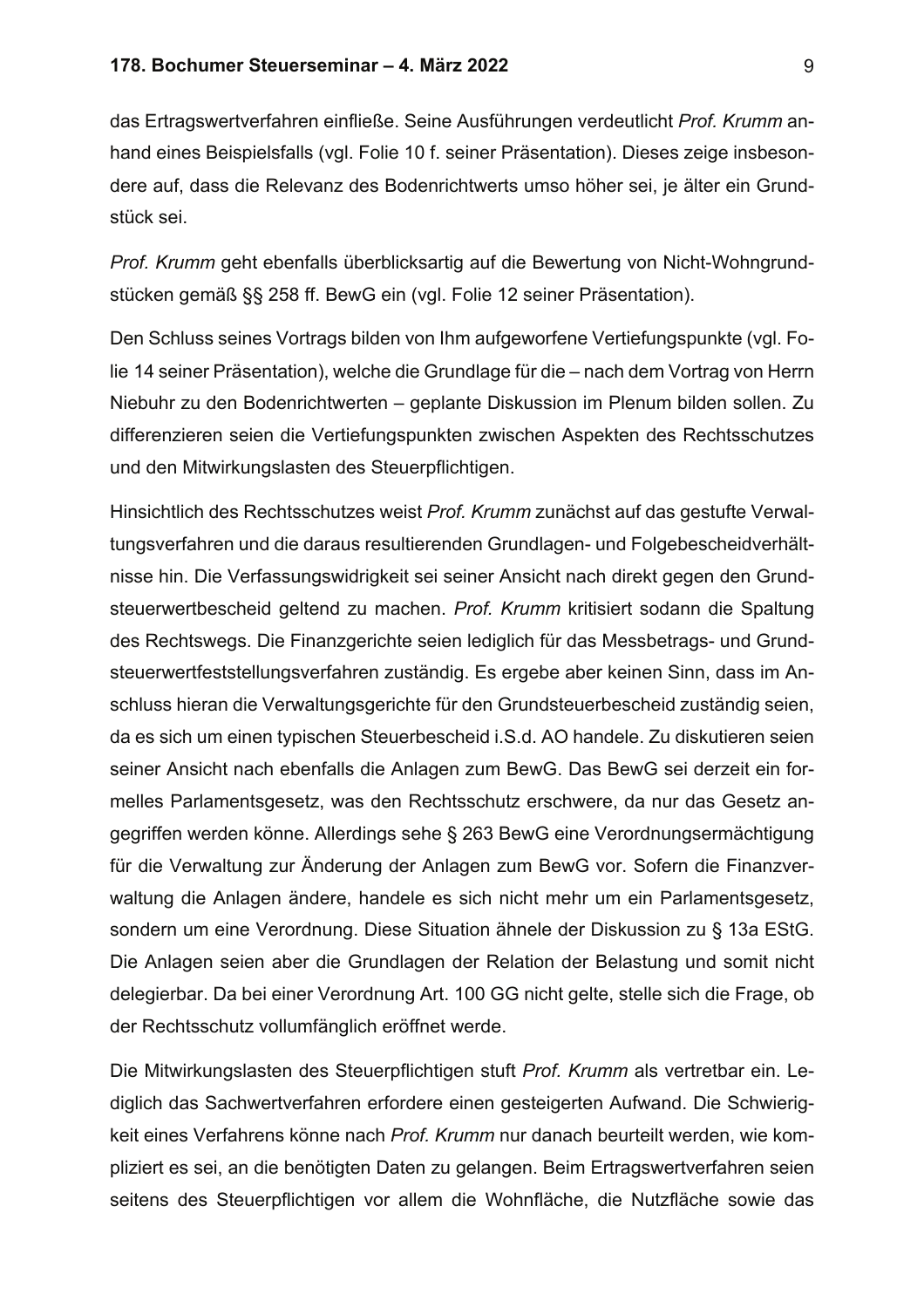das Ertragswertverfahren einfließe. Seine Ausführungen verdeutlicht *Prof. Krumm* anhand eines Beispielsfalls (vgl. Folie 10 f. seiner Präsentation). Dieses zeige insbesondere auf, dass die Relevanz des Bodenrichtwerts umso höher sei, je älter ein Grundstück sei.

*Prof. Krumm* geht ebenfalls überblicksartig auf die Bewertung von Nicht-Wohngrundstücken gemäß §§ 258 ff. BewG ein (vgl. Folie 12 seiner Präsentation).

Den Schluss seines Vortrags bilden von Ihm aufgeworfene Vertiefungspunkte (vgl. Folie 14 seiner Präsentation), welche die Grundlage für die – nach dem Vortrag von Herrn Niebuhr zu den Bodenrichtwerten – geplante Diskussion im Plenum bilden sollen. Zu differenzieren seien die Vertiefungspunkten zwischen Aspekten des Rechtsschutzes und den Mitwirkungslasten des Steuerpflichtigen.

Hinsichtlich des Rechtsschutzes weist *Prof. Krumm* zunächst auf das gestufte Verwaltungsverfahren und die daraus resultierenden Grundlagen- und Folgebescheidverhältnisse hin. Die Verfassungswidrigkeit sei seiner Ansicht nach direkt gegen den Grundsteuerwertbescheid geltend zu machen. *Prof. Krumm* kritisiert sodann die Spaltung des Rechtswegs. Die Finanzgerichte seien lediglich für das Messbetrags- und Grundsteuerwertfeststellungsverfahren zuständig. Es ergebe aber keinen Sinn, dass im Anschluss hieran die Verwaltungsgerichte für den Grundsteuerbescheid zuständig seien, da es sich um einen typischen Steuerbescheid i.S.d. AO handele. Zu diskutieren seien seiner Ansicht nach ebenfalls die Anlagen zum BewG. Das BewG sei derzeit ein formelles Parlamentsgesetz, was den Rechtsschutz erschwere, da nur das Gesetz angegriffen werden könne. Allerdings sehe § 263 BewG eine Verordnungsermächtigung für die Verwaltung zur Änderung der Anlagen zum BewG vor. Sofern die Finanzverwaltung die Anlagen ändere, handele es sich nicht mehr um ein Parlamentsgesetz, sondern um eine Verordnung. Diese Situation ähnele der Diskussion zu § 13a EStG. Die Anlagen seien aber die Grundlagen der Relation der Belastung und somit nicht delegierbar. Da bei einer Verordnung Art. 100 GG nicht gelte, stelle sich die Frage, ob der Rechtsschutz vollumfänglich eröffnet werde.

Die Mitwirkungslasten des Steuerpflichtigen stuft *Prof. Krumm* als vertretbar ein. Lediglich das Sachwertverfahren erfordere einen gesteigerten Aufwand. Die Schwierigkeit eines Verfahrens könne nach *Prof. Krumm* nur danach beurteilt werden, wie kompliziert es sei, an die benötigten Daten zu gelangen. Beim Ertragswertverfahren seien seitens des Steuerpflichtigen vor allem die Wohnfläche, die Nutzfläche sowie das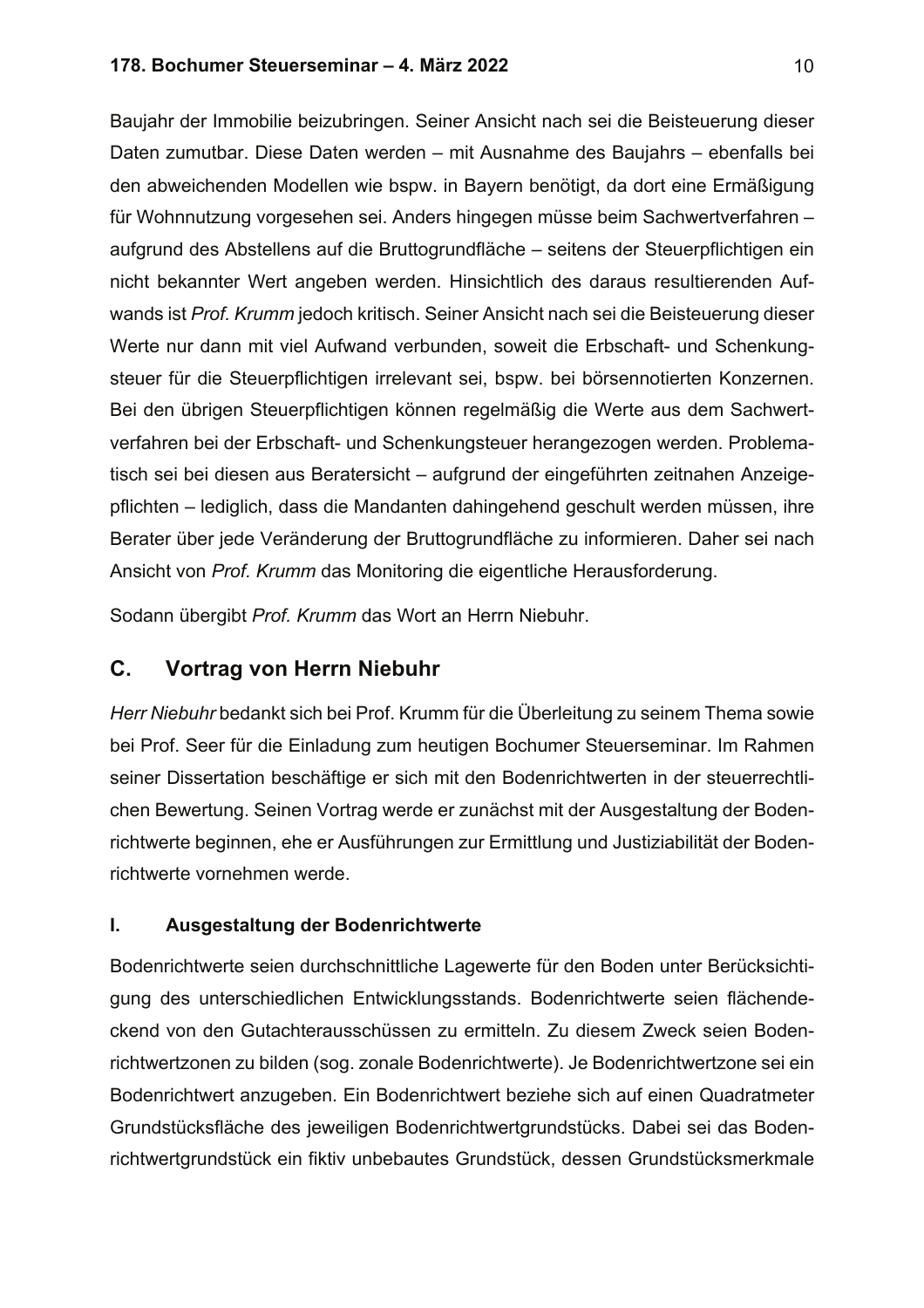Baujahr der Immobilie beizubringen. Seiner Ansicht nach sei die Beisteuerung dieser Daten zumutbar. Diese Daten werden – mit Ausnahme des Baujahrs – ebenfalls bei den abweichenden Modellen wie bspw. in Bayern benötigt, da dort eine Ermäßigung für Wohnnutzung vorgesehen sei. Anders hingegen müsse beim Sachwertverfahren – aufgrund des Abstellens auf die Bruttogrundfläche – seitens der Steuerpflichtigen ein nicht bekannter Wert angeben werden. Hinsichtlich des daraus resultierenden Aufwands ist *Prof. Krumm* jedoch kritisch. Seiner Ansicht nach sei die Beisteuerung dieser Werte nur dann mit viel Aufwand verbunden, soweit die Erbschaft- und Schenkungsteuer für die Steuerpflichtigen irrelevant sei, bspw. bei börsennotierten Konzernen. Bei den übrigen Steuerpflichtigen können regelmäßig die Werte aus dem Sachwertverfahren bei der Erbschaft- und Schenkungsteuer herangezogen werden. Problematisch sei bei diesen aus Beratersicht – aufgrund der eingeführten zeitnahen Anzeigepflichten – lediglich, dass die Mandanten dahingehend geschult werden müssen, ihre Berater über jede Veränderung der Bruttogrundfläche zu informieren. Daher sei nach Ansicht von *Prof. Krumm* das Monitoring die eigentliche Herausforderung.

Sodann übergibt *Prof. Krumm* das Wort an Herrn Niebuhr.

## C. Vortrag von Herrn Niebuhr

*Herr Niebuhr* bedankt sich bei Prof. Krumm für die Überleitung zu seinem Thema sowie bei Prof. Seer für die Einladung zum heutigen Bochumer Steuerseminar. Im Rahmen seiner Dissertation beschäftige er sich mit den Bodenrichtwerten in der steuerrechtlichen Bewertung. Seinen Vortrag werde er zunächst mit der Ausgestaltung der Bodenrichtwerte beginnen, ehe er Ausführungen zur Ermittlung und Justiziabilität der Bodenrichtwerte vornehmen werde.

### I. Ausgestaltung der Bodenrichtwerte

Bodenrichtwerte seien durchschnittliche Lagewerte für den Boden unter Berücksichtigung des unterschiedlichen Entwicklungsstands. Bodenrichtwerte seien flächendeckend von den Gutachterausschüssen zu ermitteln. Zu diesem Zweck seien Bodenrichtwertzonen zu bilden (sog. zonale Bodenrichtwerte). Je Bodenrichtwertzone sei ein Bodenrichtwert anzugeben. Ein Bodenrichtwert beziehe sich auf einen Quadratmeter Grundstücksfläche des jeweiligen Bodenrichtwertgrundstücks. Dabei sei das Bodenrichtwertgrundstück ein fiktiv unbebautes Grundstück, dessen Grundstücksmerkmale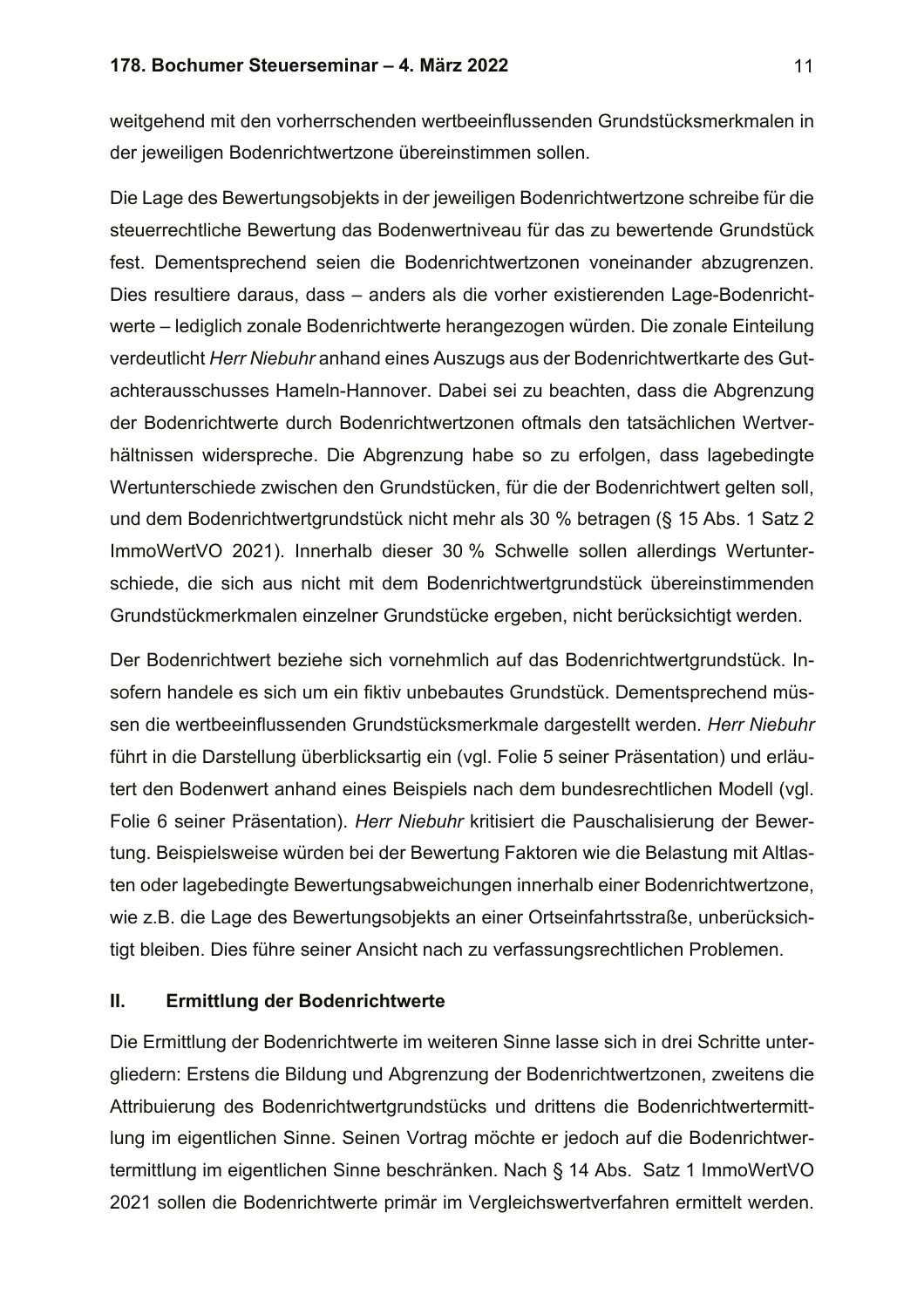weitgehend mit den vorherrschenden wertbeeinflussenden Grundstücksmerkmalen in der jeweiligen Bodenrichtwertzone übereinstimmen sollen.

Die Lage des Bewertungsobjekts in der jeweiligen Bodenrichtwertzone schreibe für die steuerrechtliche Bewertung das Bodenwertniveau für das zu bewertende Grundstück fest. Dementsprechend seien die Bodenrichtwertzonen voneinander abzugrenzen. Dies resultiere daraus, dass – anders als die vorher existierenden Lage-Bodenrichtwerte – lediglich zonale Bodenrichtwerte herangezogen würden. Die zonale Einteilung verdeutlicht *Herr Niebuhr* anhand eines Auszugs aus der Bodenrichtwertkarte des Gutachterausschusses Hameln-Hannover. Dabei sei zu beachten, dass die Abgrenzung der Bodenrichtwerte durch Bodenrichtwertzonen oftmals den tatsächlichen Wertverhältnissen widerspreche. Die Abgrenzung habe so zu erfolgen, dass lagebedingte Wertunterschiede zwischen den Grundstücken, für die der Bodenrichtwert gelten soll, und dem Bodenrichtwertgrundstück nicht mehr als 30 % betragen (§ 15 Abs. 1 Satz 2 ImmoWertVO 2021). Innerhalb dieser 30 % Schwelle sollen allerdings Wertunterschiede, die sich aus nicht mit dem Bodenrichtwertgrundstück übereinstimmenden Grundstückmerkmalen einzelner Grundstücke ergeben, nicht berücksichtigt werden.

Der Bodenrichtwert beziehe sich vornehmlich auf das Bodenrichtwertgrundstück. Insofern handele es sich um ein fiktiv unbebautes Grundstück. Dementsprechend müssen die wertbeeinflussenden Grundstücksmerkmale dargestellt werden. *Herr Niebuhr* führt in die Darstellung überblicksartig ein (vgl. Folie 5 seiner Präsentation) und erläutert den Bodenwert anhand eines Beispiels nach dem bundesrechtlichen Modell (vgl. Folie 6 seiner Präsentation). *Herr Niebuhr* kritisiert die Pauschalisierung der Bewertung. Beispielsweise würden bei der Bewertung Faktoren wie die Belastung mit Altlasten oder lagebedingte Bewertungsabweichungen innerhalb einer Bodenrichtwertzone, wie z.B. die Lage des Bewertungsobjekts an einer Ortseinfahrtsstraße, unberücksichtigt bleiben. Dies führe seiner Ansicht nach zu verfassungsrechtlichen Problemen.

## II. Ermittlung der Bodenrichtwerte

Die Ermittlung der Bodenrichtwerte im weiteren Sinne lasse sich in drei Schritte untergliedern: Erstens die Bildung und Abgrenzung der Bodenrichtwertzonen, zweitens die Attribuierung des Bodenrichtwertgrundstücks und drittens die Bodenrichtwertermittlung im eigentlichen Sinne. Seinen Vortrag möchte er jedoch auf die Bodenrichtwertermittlung im eigentlichen Sinne beschränken. Nach § 14 Abs. Satz 1 ImmoWertVO 2021 sollen die Bodenrichtwerte primär im Vergleichswertverfahren ermittelt werden.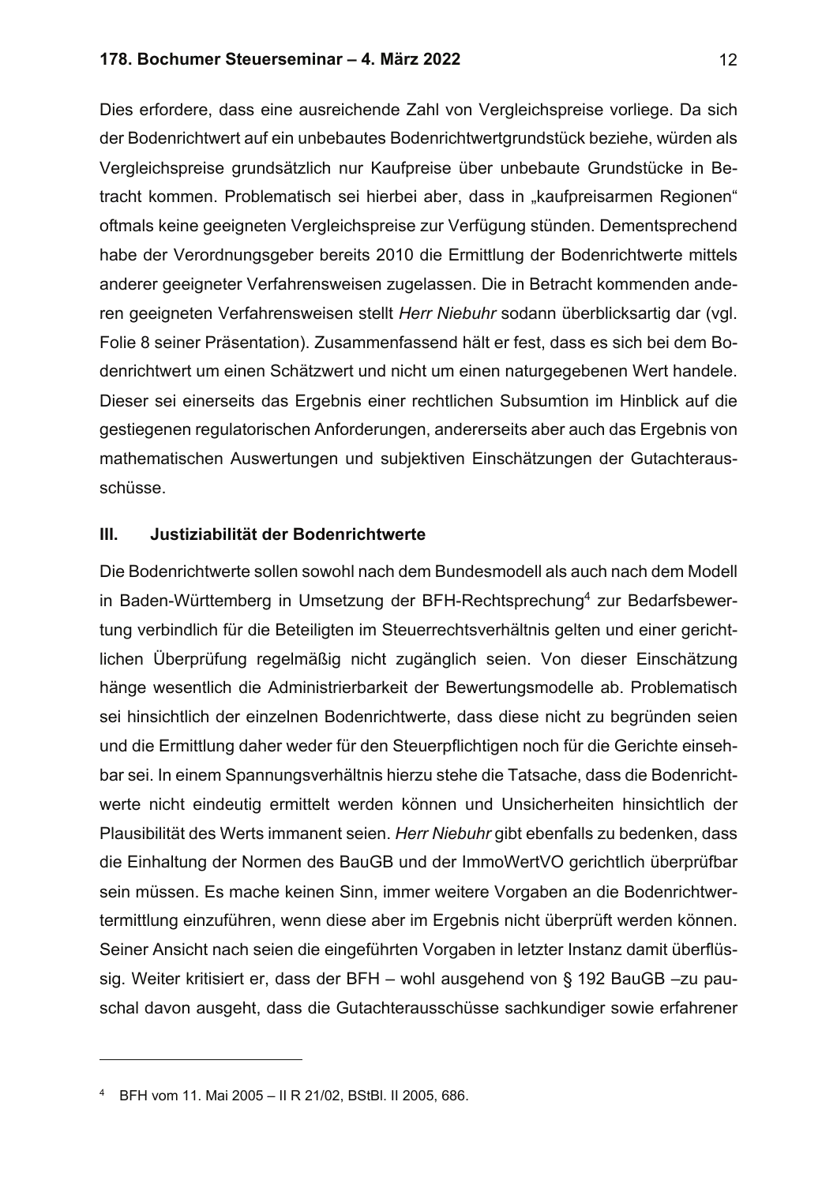Dies erfordere, dass eine ausreichende Zahl von Vergleichspreise vorliege. Da sich der Bodenrichtwert auf ein unbebautes Bodenrichtwertgrundstück beziehe, würden als Vergleichspreise grundsätzlich nur Kaufpreise über unbebaute Grundstücke in Betracht kommen. Problematisch sei hierbei aber, dass in „kaufpreisarmen Regionen" oftmals keine geeigneten Vergleichspreise zur Verfügung stünden. Dementsprechend habe der Verordnungsgeber bereits 2010 die Ermittlung der Bodenrichtwerte mittels anderer geeigneter Verfahrensweisen zugelassen. Die in Betracht kommenden anderen geeigneten Verfahrensweisen stellt *Herr Niebuhr* sodann überblicksartig dar (vgl. Folie 8 seiner Präsentation). Zusammenfassend hält er fest, dass es sich bei dem Bodenrichtwert um einen Schätzwert und nicht um einen naturgegebenen Wert handele. Dieser sei einerseits das Ergebnis einer rechtlichen Subsumtion im Hinblick auf die gestiegenen regulatorischen Anforderungen, andererseits aber auch das Ergebnis von mathematischen Auswertungen und subjektiven Einschätzungen der Gutachterausschüsse.

### III. Justiziabilität der Bodenrichtwerte

Die Bodenrichtwerte sollen sowohl nach dem Bundesmodell als auch nach dem Modell in Baden-Württemberg in Umsetzung der BFH-Rechtsprechung[4] zur Bedarfsbewertung verbindlich für die Beteiligten im Steuerrechtsverhältnis gelten und einer gerichtlichen Überprüfung regelmäßig nicht zugänglich seien. Von dieser Einschätzung hänge wesentlich die Administrierbarkeit der Bewertungsmodelle ab. Problematisch sei hinsichtlich der einzelnen Bodenrichtwerte, dass diese nicht zu begründen seien und die Ermittlung daher weder für den Steuerpflichtigen noch für die Gerichte einsehbar sei. In einem Spannungsverhältnis hierzu stehe die Tatsache, dass die Bodenrichtwerte nicht eindeutig ermittelt werden können und Unsicherheiten hinsichtlich der Plausibilität des Werts immanent seien. *Herr Niebuhr* gibt ebenfalls zu bedenken, dass die Einhaltung der Normen des BauGB und der ImmoWertVO gerichtlich überprüfbar sein müssen. Es mache keinen Sinn, immer weitere Vorgaben an die Bodenrichtwertermittlung einzuführen, wenn diese aber im Ergebnis nicht überprüft werden können. Seiner Ansicht nach seien die eingeführten Vorgaben in letzter Instanz damit überflüssig. Weiter kritisiert er, dass der BFH – wohl ausgehend von § 192 BauGB –zu pauschal davon ausgeht, dass die Gutachterausschüsse sachkundiger sowie erfahrener

---

[4] BFH vom 11. Mai 2005 – II R 21/02, BStBl. II 2005, 686.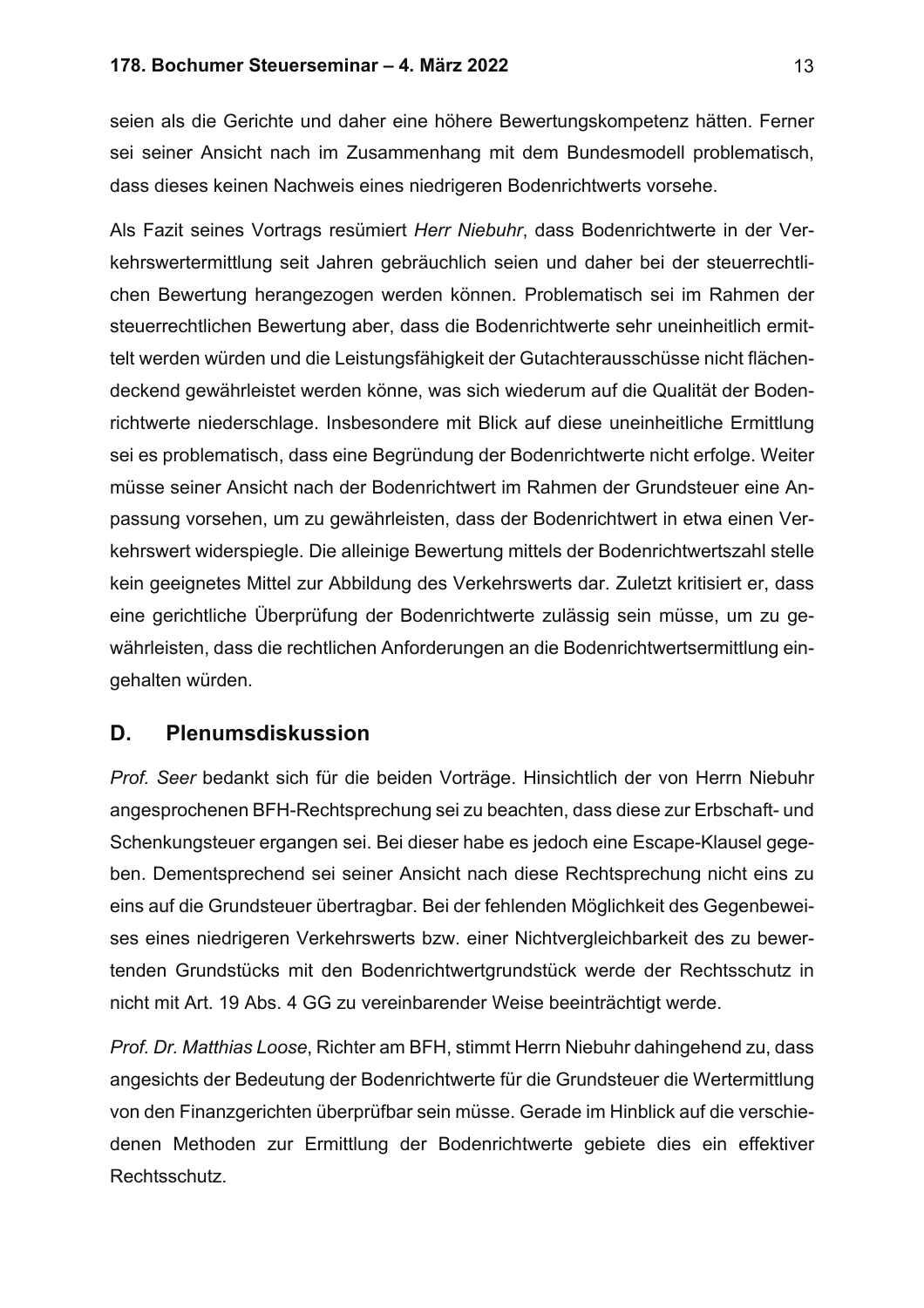seien als die Gerichte und daher eine höhere Bewertungskompetenz hätten. Ferner sei seiner Ansicht nach im Zusammenhang mit dem Bundesmodell problematisch, dass dieses keinen Nachweis eines niedrigeren Bodenrichtwerts vorsehe.

Als Fazit seines Vortrags resümiert *Herr Niebuhr*, dass Bodenrichtwerte in der Verkehrswertermittlung seit Jahren gebräuchlich seien und daher bei der steuerrechtlichen Bewertung herangezogen werden können. Problematisch sei im Rahmen der steuerrechtlichen Bewertung aber, dass die Bodenrichtwerte sehr uneinheitlich ermittelt werden würden und die Leistungsfähigkeit der Gutachterausschüsse nicht flächendeckend gewährleistet werden könne, was sich wiederum auf die Qualität der Bodenrichtwerte niederschlage. Insbesondere mit Blick auf diese uneinheitliche Ermittlung sei es problematisch, dass eine Begründung der Bodenrichtwerte nicht erfolge. Weiter müsse seiner Ansicht nach der Bodenrichtwert im Rahmen der Grundsteuer eine Anpassung vorsehen, um zu gewährleisten, dass der Bodenrichtwert in etwa einen Verkehrswert widerspiegle. Die alleinige Bewertung mittels der Bodenrichtwertszahl stelle kein geeignetes Mittel zur Abbildung des Verkehrswerts dar. Zuletzt kritisiert er, dass eine gerichtliche Überprüfung der Bodenrichtwerte zulässig sein müsse, um zu gewährleisten, dass die rechtlichen Anforderungen an die Bodenrichtwertsermittlung eingehalten würden.

## D. Plenumsdiskussion

*Prof. Seer* bedankt sich für die beiden Vorträge. Hinsichtlich der von Herrn Niebuhr angesprochenen BFH-Rechtsprechung sei zu beachten, dass diese zur Erbschaft- und Schenkungsteuer ergangen sei. Bei dieser habe es jedoch eine Escape-Klausel gegeben. Dementsprechend sei seiner Ansicht nach diese Rechtsprechung nicht eins zu eins auf die Grundsteuer übertragbar. Bei der fehlenden Möglichkeit des Gegenbeweises eines niedrigeren Verkehrswerts bzw. einer Nichtvergleichbarkeit des zu bewertenden Grundstücks mit den Bodenrichtwertgrundstück werde der Rechtsschutz in nicht mit Art. 19 Abs. 4 GG zu vereinbarender Weise beeinträchtigt werde.

*Prof. Dr. Matthias Loose*, Richter am BFH, stimmt Herrn Niebuhr dahingehend zu, dass angesichts der Bedeutung der Bodenrichtwerte für die Grundsteuer die Wertermittlung von den Finanzgerichten überprüfbar sein müsse. Gerade im Hinblick auf die verschiedenen Methoden zur Ermittlung der Bodenrichtwerte gebiete dies ein effektiver Rechtsschutz.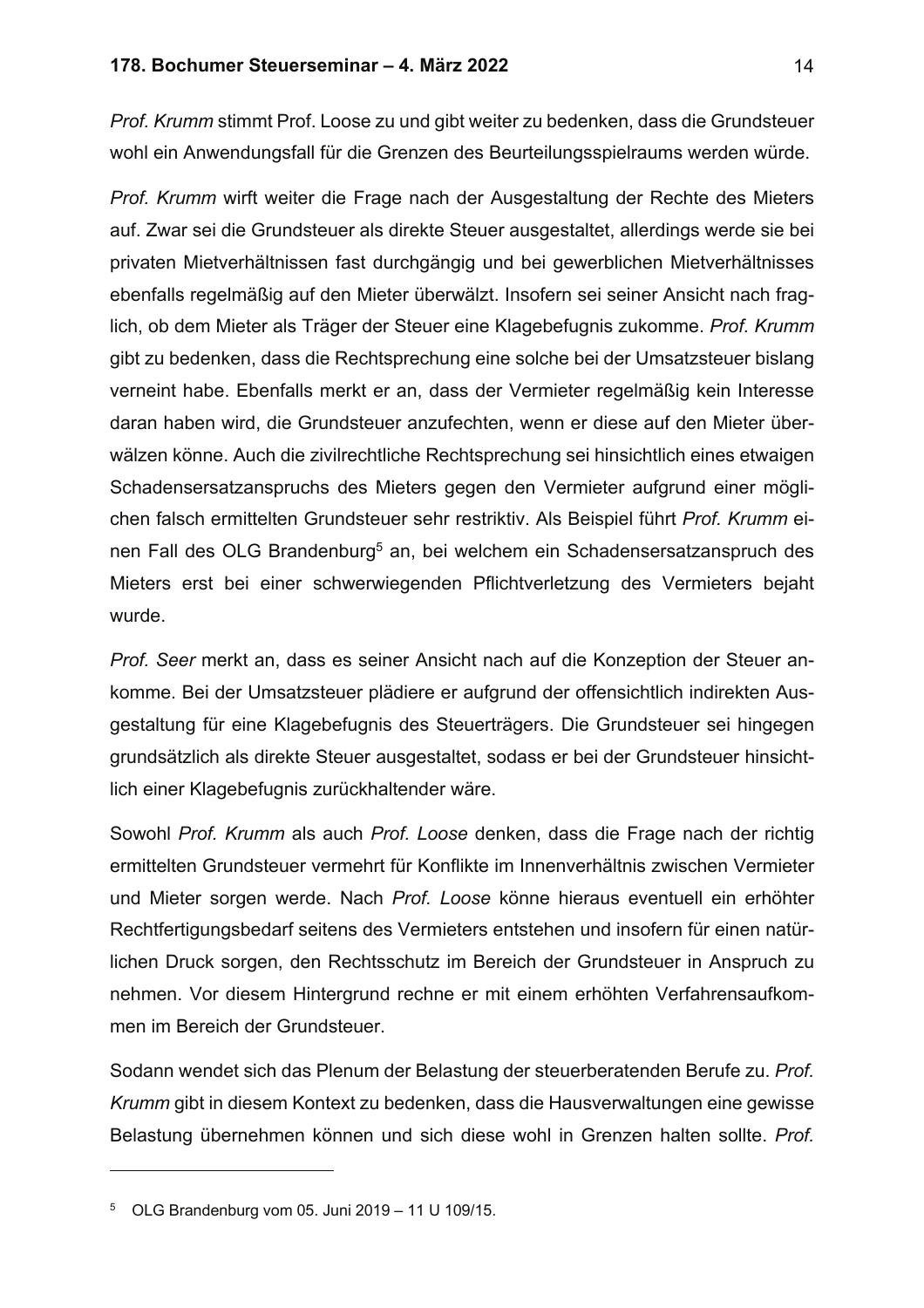*Prof. Krumm* stimmt Prof. Loose zu und gibt weiter zu bedenken, dass die Grundsteuer wohl ein Anwendungsfall für die Grenzen des Beurteilungsspielraums werden würde.

*Prof. Krumm* wirft weiter die Frage nach der Ausgestaltung der Rechte des Mieters auf. Zwar sei die Grundsteuer als direkte Steuer ausgestaltet, allerdings werde sie bei privaten Mietverhältnissen fast durchgängig und bei gewerblichen Mietverhältnisses ebenfalls regelmäßig auf den Mieter überwälzt. Insofern sei seiner Ansicht nach fraglich, ob dem Mieter als Träger der Steuer eine Klagebefugnis zukomme. *Prof. Krumm* gibt zu bedenken, dass die Rechtsprechung eine solche bei der Umsatzsteuer bislang verneint habe. Ebenfalls merkt er an, dass der Vermieter regelmäßig kein Interesse daran haben wird, die Grundsteuer anzufechten, wenn er diese auf den Mieter überwälzen könne. Auch die zivilrechtliche Rechtsprechung sei hinsichtlich eines etwaigen Schadensersatzanspruchs des Mieters gegen den Vermieter aufgrund einer möglichen falsch ermittelten Grundsteuer sehr restriktiv. Als Beispiel führt *Prof. Krumm* einen Fall des OLG Brandenburg[5] an, bei welchem ein Schadensersatzanspruch des Mieters erst bei einer schwerwiegenden Pflichtverletzung des Vermieters bejaht wurde.

*Prof. Seer* merkt an, dass es seiner Ansicht nach auf die Konzeption der Steuer ankomme. Bei der Umsatzsteuer plädiere er aufgrund der offensichtlich indirekten Ausgestaltung für eine Klagebefugnis des Steuerträgers. Die Grundsteuer sei hingegen grundsätzlich als direkte Steuer ausgestaltet, sodass er bei der Grundsteuer hinsichtlich einer Klagebefugnis zurückhaltender wäre.

Sowohl *Prof. Krumm* als auch *Prof. Loose* denken, dass die Frage nach der richtig ermittelten Grundsteuer vermehrt für Konflikte im Innenverhältnis zwischen Vermieter und Mieter sorgen werde. Nach *Prof. Loose* könne hieraus eventuell ein erhöhter Rechtfertigungsbedarf seitens des Vermieters entstehen und insofern für einen natürlichen Druck sorgen, den Rechtsschutz im Bereich der Grundsteuer in Anspruch zu nehmen. Vor diesem Hintergrund rechne er mit einem erhöhten Verfahrensaufkommen im Bereich der Grundsteuer.

Sodann wendet sich das Plenum der Belastung der steuerberatenden Berufe zu. *Prof. Krumm* gibt in diesem Kontext zu bedenken, dass die Hausverwaltungen eine gewisse Belastung übernehmen können und sich diese wohl in Grenzen halten sollte. *Prof.*

---

[5] OLG Brandenburg vom 05. Juni 2019 – 11 U 109/15.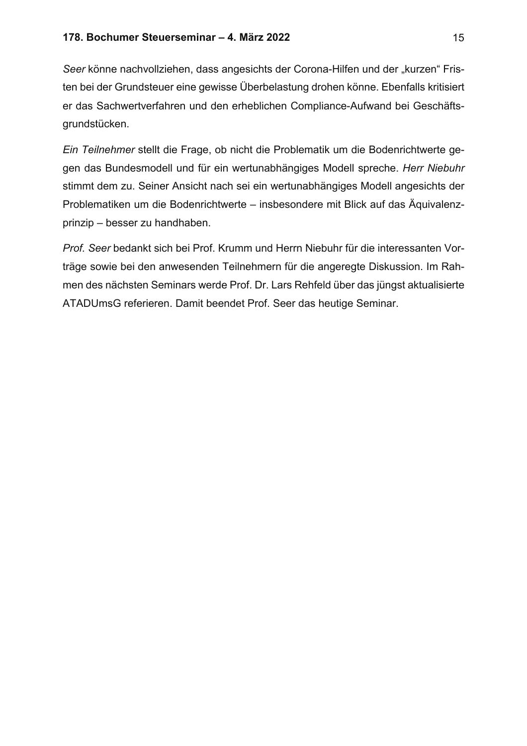*Seer* könne nachvollziehen, dass angesichts der Corona-Hilfen und der „kurzen" Fristen bei der Grundsteuer eine gewisse Überbelastung drohen könne. Ebenfalls kritisiert er das Sachwertverfahren und den erheblichen Compliance-Aufwand bei Geschäftsgrundstücken.

*Ein Teilnehmer* stellt die Frage, ob nicht die Problematik um die Bodenrichtwerte gegen das Bundesmodell und für ein wertunabhängiges Modell spreche. *Herr Niebuhr* stimmt dem zu. Seiner Ansicht nach sei ein wertunabhängiges Modell angesichts der Problematiken um die Bodenrichtwerte – insbesondere mit Blick auf das Äquivalenzprinzip – besser zu handhaben.

*Prof. Seer* bedankt sich bei Prof. Krumm und Herrn Niebuhr für die interessanten Vorträge sowie bei den anwesenden Teilnehmern für die angeregte Diskussion. Im Rahmen des nächsten Seminars werde Prof. Dr. Lars Rehfeld über das jüngst aktualisierte ATADUmsG referieren. Damit beendet Prof. Seer das heutige Seminar.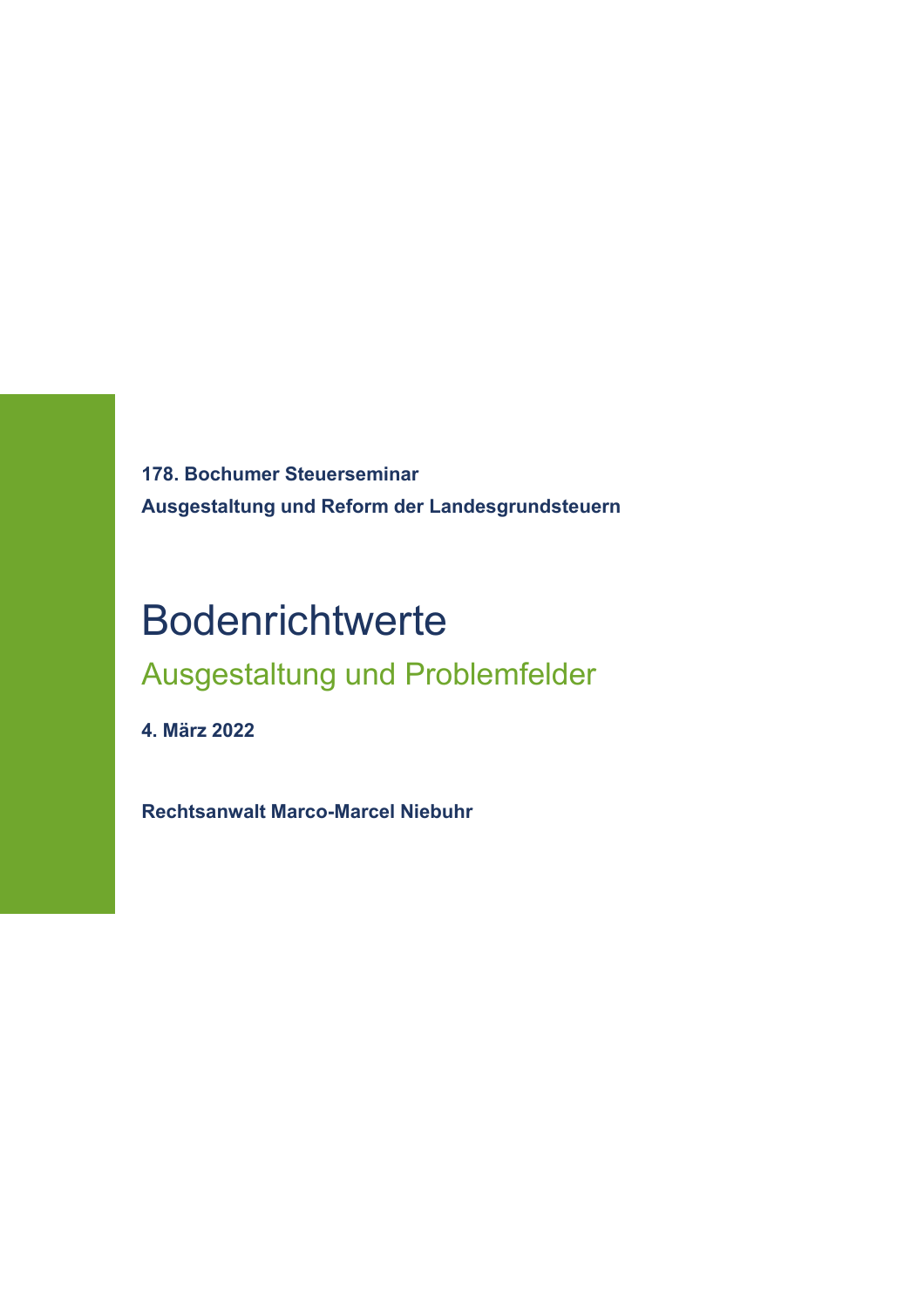**178. Bochumer Steuerseminar**

**Ausgestaltung und Reform der Landesgrundsteuern**

# Bodenrichtwerte

## Ausgestaltung und Problemfelder

**4. März 2022**

**Rechtsanwalt Marco-Marcel Niebuhr**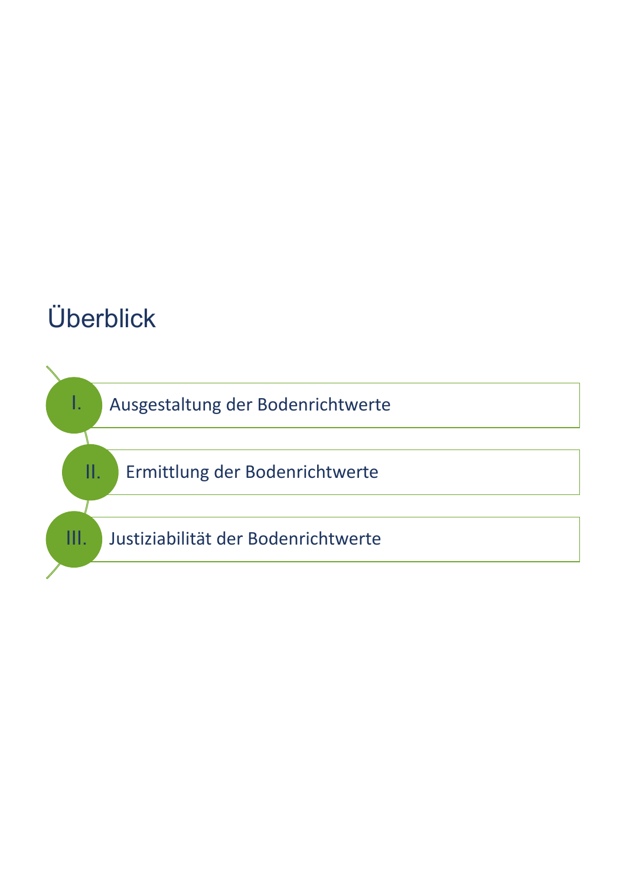# Überblick

I. Ausgestaltung der Bodenrichtwerte

II. Ermittlung der Bodenrichtwerte

III. Justiziabilität der Bodenrichtwerte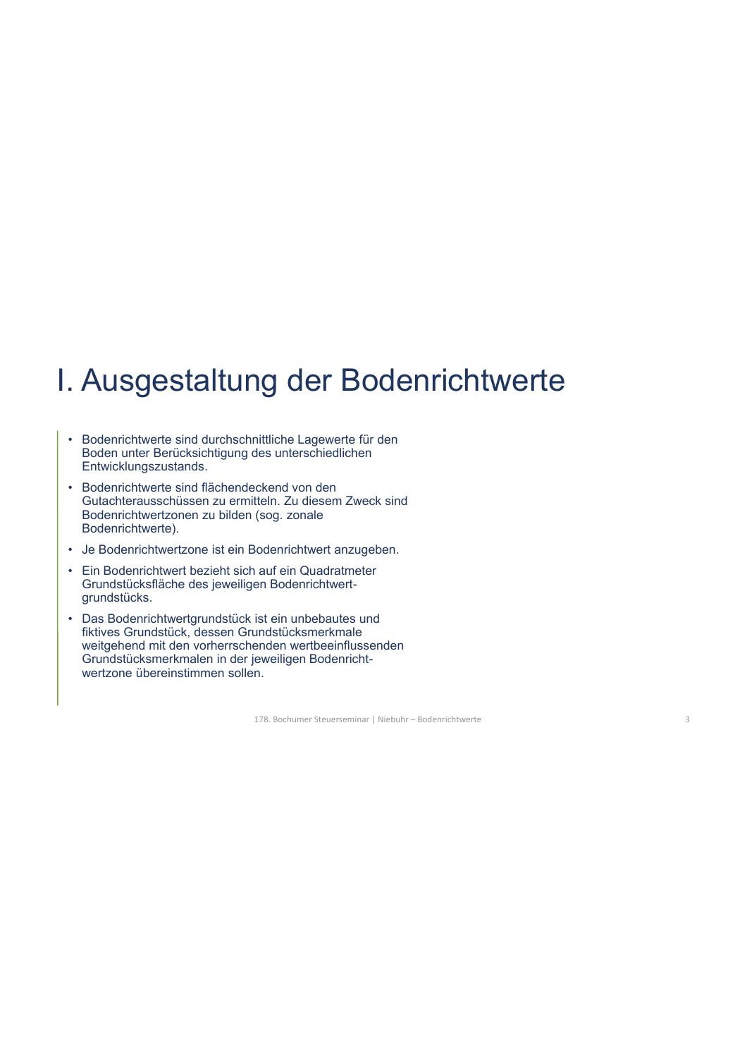# I. Ausgestaltung der Bodenrichtwerte

- Bodenrichtwerte sind durchschnittliche Lagewerte für den Boden unter Berücksichtigung des unterschiedlichen Entwicklungszustands.
- Bodenrichtwerte sind flächendeckend von den Gutachterausschüssen zu ermitteln. Zu diesem Zweck sind Bodenrichtwertzonen zu bilden (sog. zonale Bodenrichtwerte).
- Je Bodenrichtwertzone ist ein Bodenrichtwert anzugeben.
- Ein Bodenrichtwert bezieht sich auf ein Quadratmeter Grundstücksfläche des jeweiligen Bodenrichtwertgrundstücks.
- Das Bodenrichtwertgrundstück ist ein unbebautes und fiktives Grundstück, dessen Grundstücksmerkmale weitgehend mit den vorherrschenden wertbeeinflussenden Grundstücksmerkmalen in der jeweiligen Bodenrichtwertzone übereinstimmen sollen.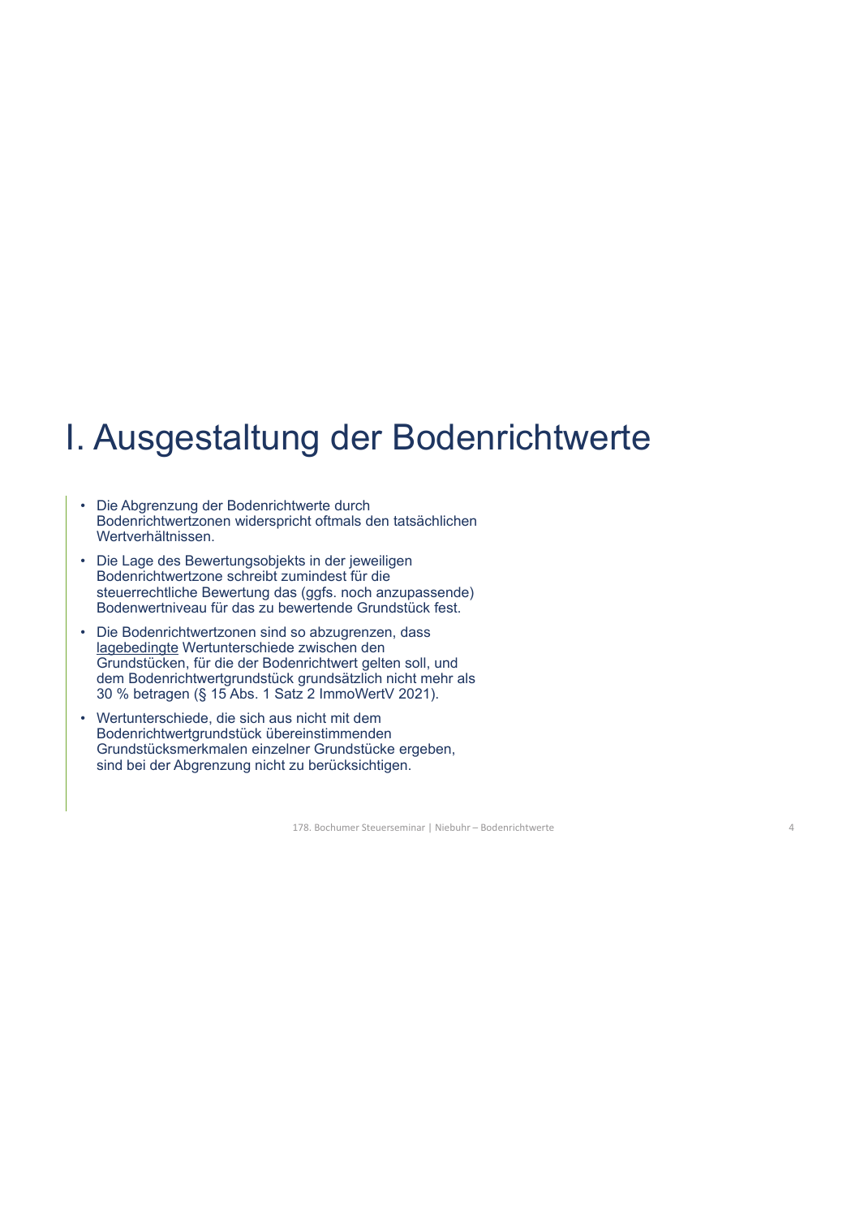# I. Ausgestaltung der Bodenrichtwerte

- Die Abgrenzung der Bodenrichtwerte durch Bodenrichtwertzonen widerspricht oftmals den tatsächlichen Wertverhältnissen.
- Die Lage des Bewertungsobjekts in der jeweiligen Bodenrichtwertzone schreibt zumindest für die steuerrechtliche Bewertung das (ggfs. noch anzupassende) Bodenwertniveau für das zu bewertende Grundstück fest.
- Die Bodenrichtwertzonen sind so abzugrenzen, dass <u>lagebedingte</u> Wertunterschiede zwischen den Grundstücken, für die der Bodenrichtwert gelten soll, und dem Bodenrichtwertgrundstück grundsätzlich nicht mehr als 30 % betragen (§ 15 Abs. 1 Satz 2 ImmoWertV 2021).
- Wertunterschiede, die sich aus nicht mit dem Bodenrichtwertgrundstück übereinstimmenden Grundstücksmerkmalen einzelner Grundstücke ergeben, sind bei der Abgrenzung nicht zu berücksichtigen.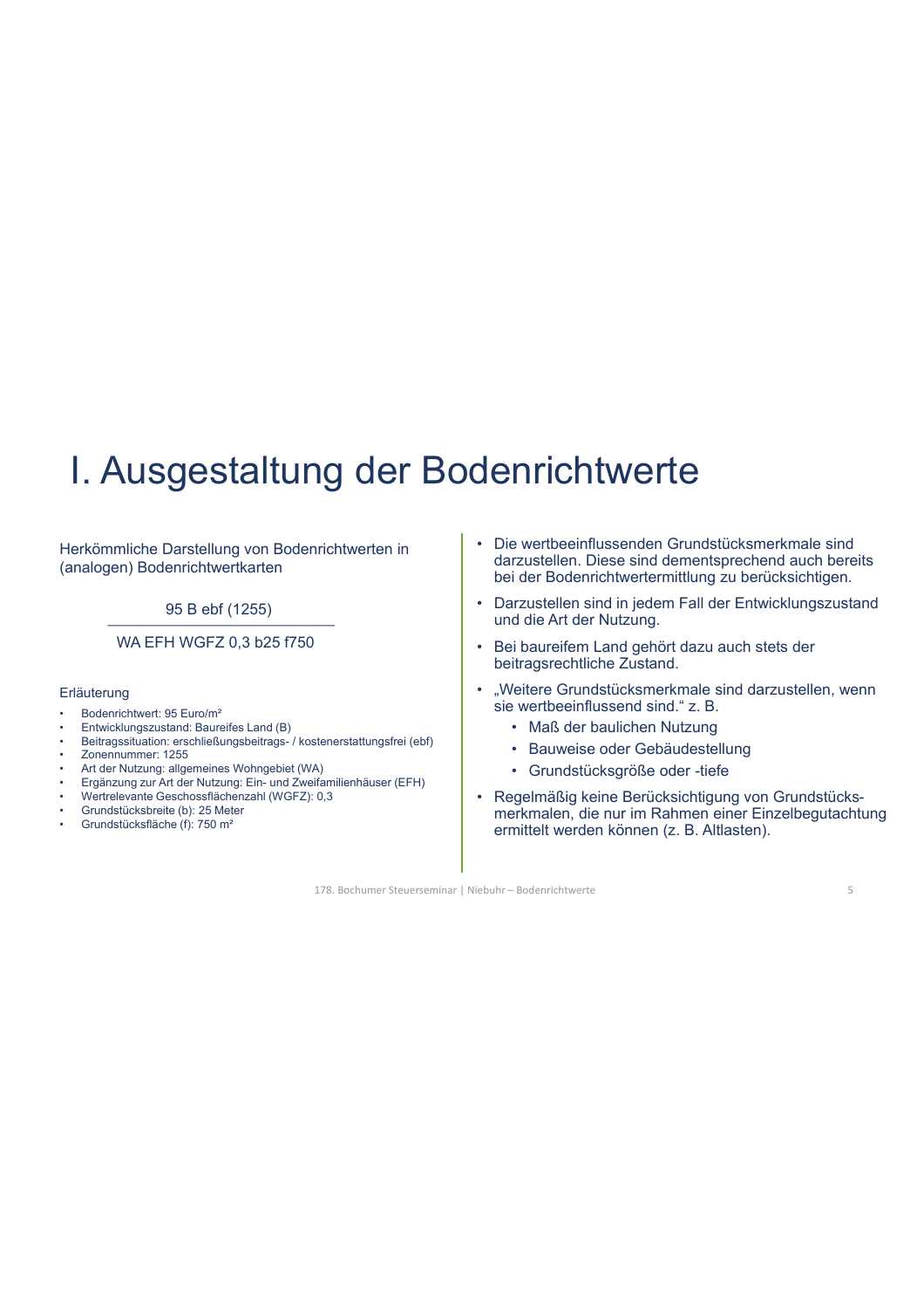# I. Ausgestaltung der Bodenrichtwerte

Herkömmliche Darstellung von Bodenrichtwerten in (analogen) Bodenrichtwertkarten

95 B ebf (1255)

---

WA EFH WGFZ 0,3 b25 f750

Erläuterung

- Bodenrichtwert: 95 Euro/m²
- Entwicklungszustand: Baureifes Land (B)
- Beitragssituation: erschließungsbeitrags- / kostenerstattungsfrei (ebf)
- Zonennummer: 1255
- Art der Nutzung: allgemeines Wohngebiet (WA)
- Ergänzung zur Art der Nutzung: Ein- und Zweifamilienhäuser (EFH)
- Wertrelevante Geschossflächenzahl (WGFZ): 0,3
- Grundstücksbreite (b): 25 Meter
- Grundstücksfläche (f): 750 m²

- Die wertbeeinflussenden Grundstücksmerkmale sind darzustellen. Diese sind dementsprechend auch bereits bei der Bodenrichtwertermittlung zu berücksichtigen.
- Darzustellen sind in jedem Fall der Entwicklungszustand und die Art der Nutzung.
- Bei baureifem Land gehört dazu auch stets der beitragsrechtliche Zustand.
- „Weitere Grundstücksmerkmale sind darzustellen, wenn sie wertbeeinflussend sind." z. B.
  - Maß der baulichen Nutzung
  - Bauweise oder Gebäudestellung
  - Grundstücksgröße oder -tiefe
- Regelmäßig keine Berücksichtigung von Grundstücksmerkmalen, die nur im Rahmen einer Einzelbegutachtung ermittelt werden können (z. B. Altlasten).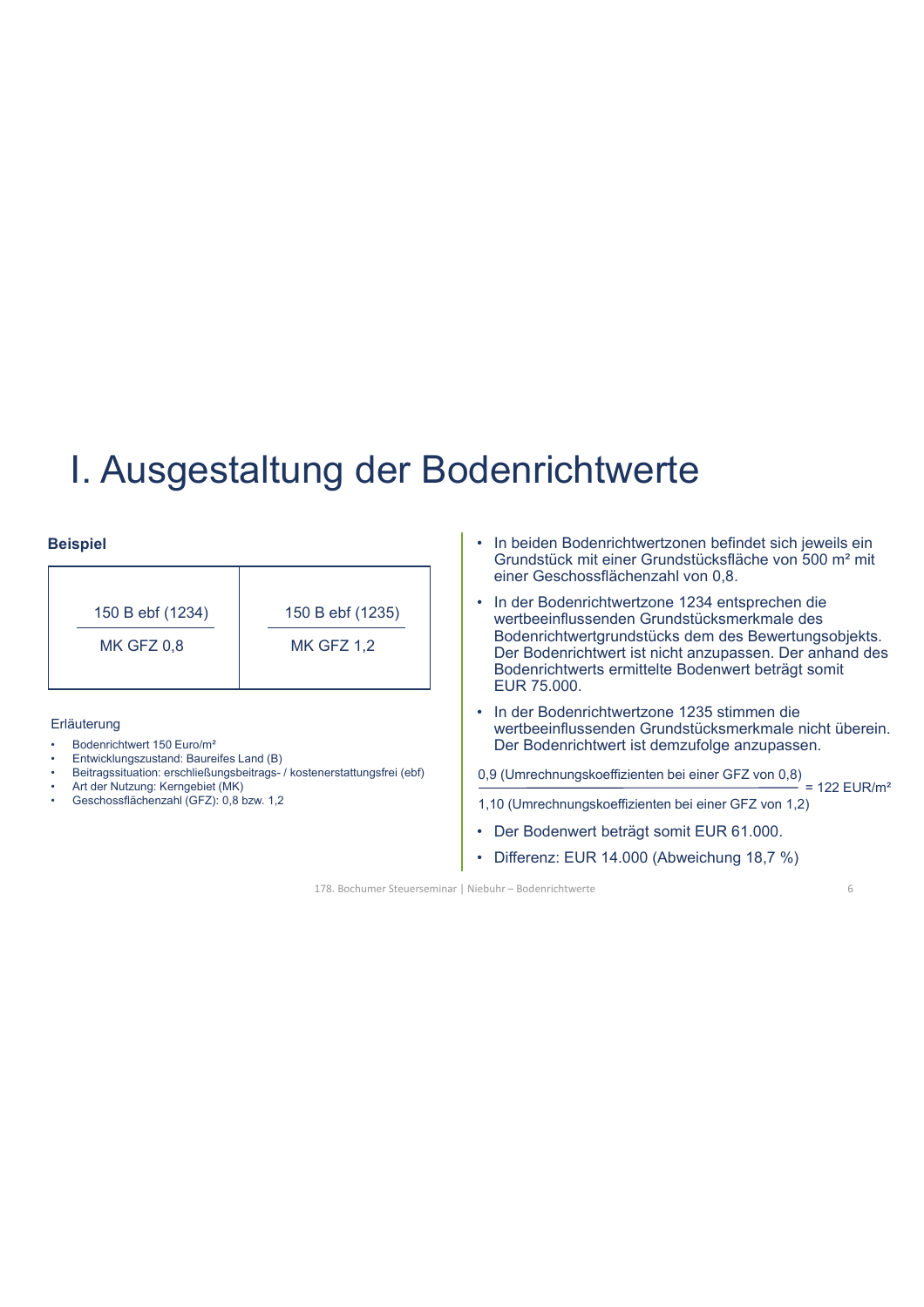# I. Ausgestaltung der Bodenrichtwerte

**Beispiel**

| 150 B ebf (1234) | 150 B ebf (1235) |
|---|---|
| MK GFZ 0,8 | MK GFZ 1,2 |

Erläuterung

- Bodenrichtwert 150 Euro/m²
- Entwicklungszustand: Baureifes Land (B)
- Beitragssituation: erschließungsbeitrags- / kostenerstattungsfrei (ebf)
- Art der Nutzung: Kerngebiet (MK)
- Geschossflächenzahl (GFZ): 0,8 bzw. 1,2

- In beiden Bodenrichtwertzonen befindet sich jeweils ein Grundstück mit einer Grundstücksfläche von 500 m² mit einer Geschossflächenzahl von 0,8.
- In der Bodenrichtwertzone 1234 entsprechen die wertbeeinflussenden Grundstücksmerkmale des Bodenrichtwertgrundstücks dem des Bewertungsobjekts. Der Bodenrichtwert ist nicht anzupassen. Der anhand des Bodenrichtwerts ermittelte Bodenwert beträgt somit EUR 75.000.
- In der Bodenrichtwertzone 1235 stimmen die wertbeeinflussenden Grundstücksmerkmale nicht überein. Der Bodenrichtwert ist demzufolge anzupassen.

$$\frac{0{,}9 \text{ (Umrechnungskoeffizienten bei einer GFZ von 0,8)}}{1{,}10 \text{ (Umrechnungskoeffizienten bei einer GFZ von 1,2)}} = 122 \text{ EUR/m}^2$$

- Der Bodenwert beträgt somit EUR 61.000.
- Differenz: EUR 14.000 (Abweichung 18,7 %)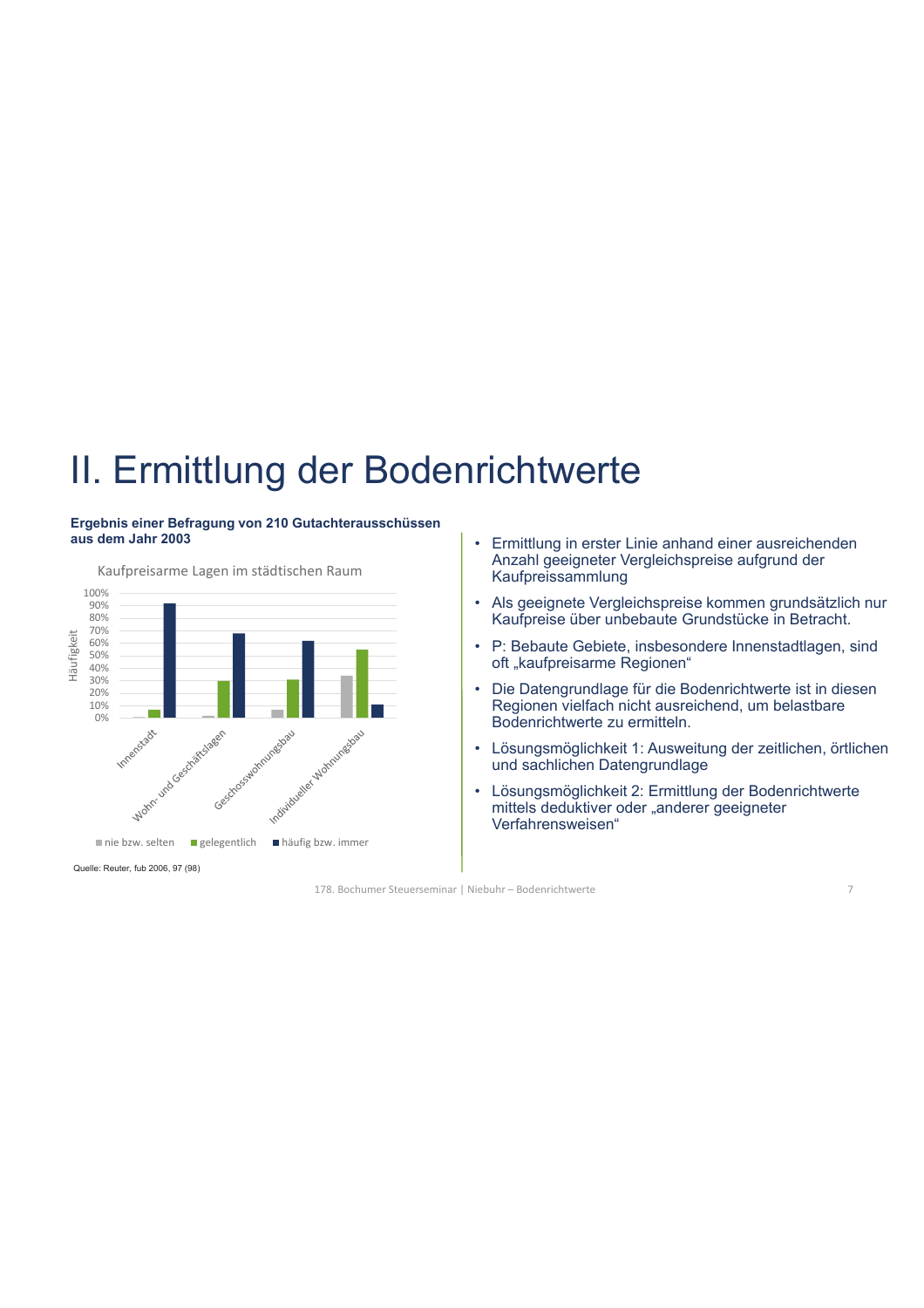# II. Ermittlung der Bodenrichtwerte

**Ergebnis einer Befragung von 210 Gutachterausschüssen aus dem Jahr 2003**

Kaufpreisarme Lagen im städtischen Raum

Quelle: Reuter, fub 2006, 97 (98)

- Ermittlung in erster Linie anhand einer ausreichenden Anzahl geeigneter Vergleichspreise aufgrund der Kaufpreissammlung
- Als geeignete Vergleichspreise kommen grundsätzlich nur Kaufpreise über unbebaute Grundstücke in Betracht.
- P: Bebaute Gebiete, insbesondere Innenstadtlagen, sind oft „kaufpreisarme Regionen"
- Die Datengrundlage für die Bodenrichtwerte ist in diesen Regionen vielfach nicht ausreichend, um belastbare Bodenrichtwerte zu ermitteln.
- Lösungsmöglichkeit 1: Ausweitung der zeitlichen, örtlichen und sachlichen Datengrundlage
- Lösungsmöglichkeit 2: Ermittlung der Bodenrichtwerte mittels deduktiver oder „anderer geeigneter Verfahrensweisen"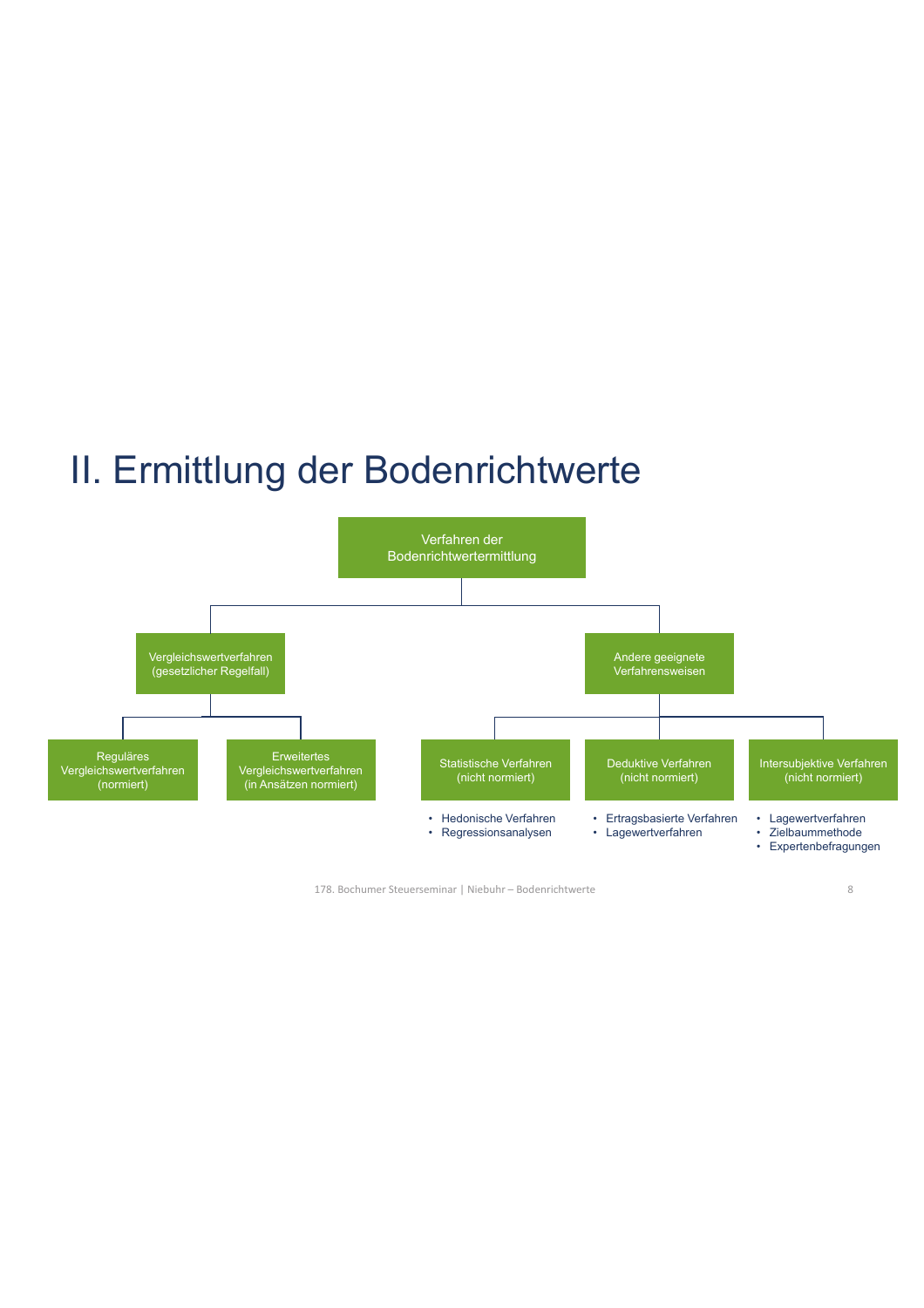# II. Ermittlung der Bodenrichtwerte

- **Verfahren der Bodenrichtwertermittlung**
  - **Vergleichswertverfahren (gesetzlicher Regelfall)**
    - Reguläres Vergleichswertverfahren (normiert)
    - Erweitertes Vergleichswertverfahren (in Ansätzen normiert)
  - **Andere geeignete Verfahrensweisen**
    - Statistische Verfahren (nicht normiert)
      - Hedonische Verfahren
      - Regressionsanalysen
    - Deduktive Verfahren (nicht normiert)
      - Ertragsbasierte Verfahren
      - Lagewertverfahren
    - Intersubjektive Verfahren (nicht normiert)
      - Lagewertverfahren
      - Zielbaummethode
      - Expertenbefragungen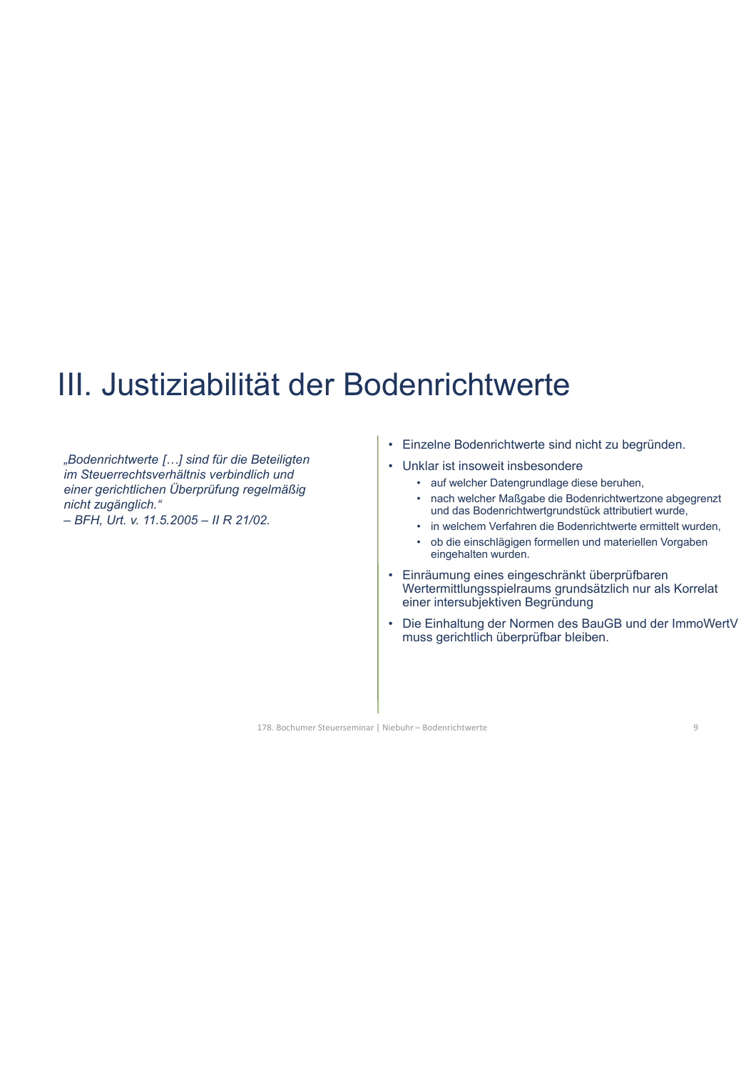# III. Justiziabilität der Bodenrichtwerte

*„Bodenrichtwerte […] sind für die Beteiligten im Steuerrechtsverhältnis verbindlich und einer gerichtlichen Überprüfung regelmäßig nicht zugänglich."*
*– BFH, Urt. v. 11.5.2005 – II R 21/02.*

- Einzelne Bodenrichtwerte sind nicht zu begründen.
- Unklar ist insoweit insbesondere
  - auf welcher Datengrundlage diese beruhen,
  - nach welcher Maßgabe die Bodenrichtwertzone abgegrenzt und das Bodenrichtwertgrundstück attributiert wurde,
  - in welchem Verfahren die Bodenrichtwerte ermittelt wurden,
  - ob die einschlägigen formellen und materiellen Vorgaben eingehalten wurden.
- Einräumung eines eingeschränkt überprüfbaren Wertermittlungsspielraums grundsätzlich nur als Korrelat einer intersubjektiven Begründung
- Die Einhaltung der Normen des BauGB und der ImmoWertV muss gerichtlich überprüfbar bleiben.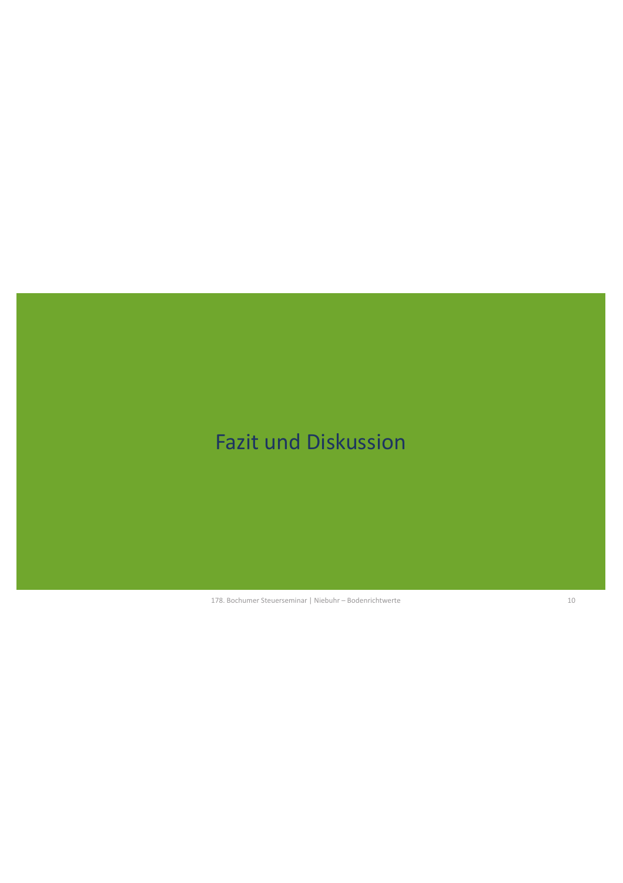# Fazit und Diskussion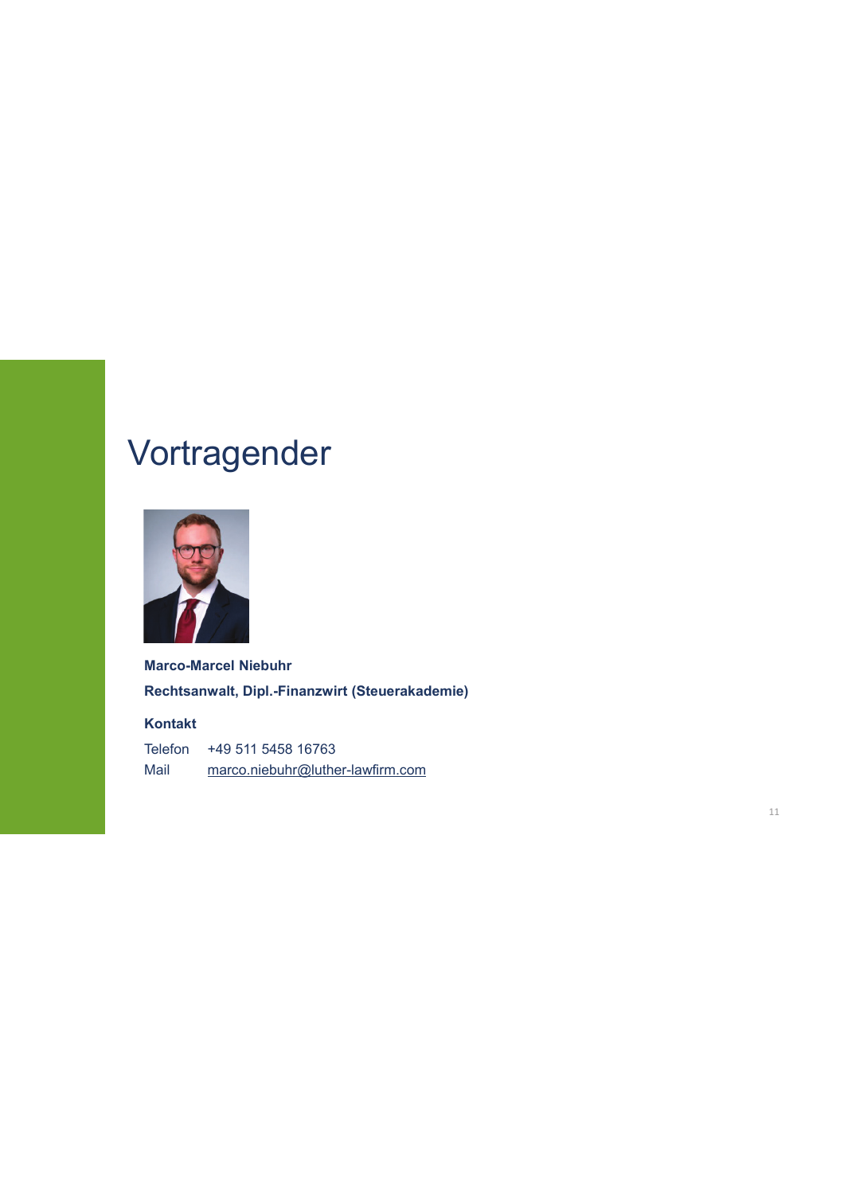# Vortragender

**Marco-Marcel Niebuhr**

**Rechtsanwalt, Dipl.-Finanzwirt (Steuerakademie)**

**Kontakt**

Telefon +49 511 5458 16763

Mail marco.niebuhr@luther-lawfirm.com